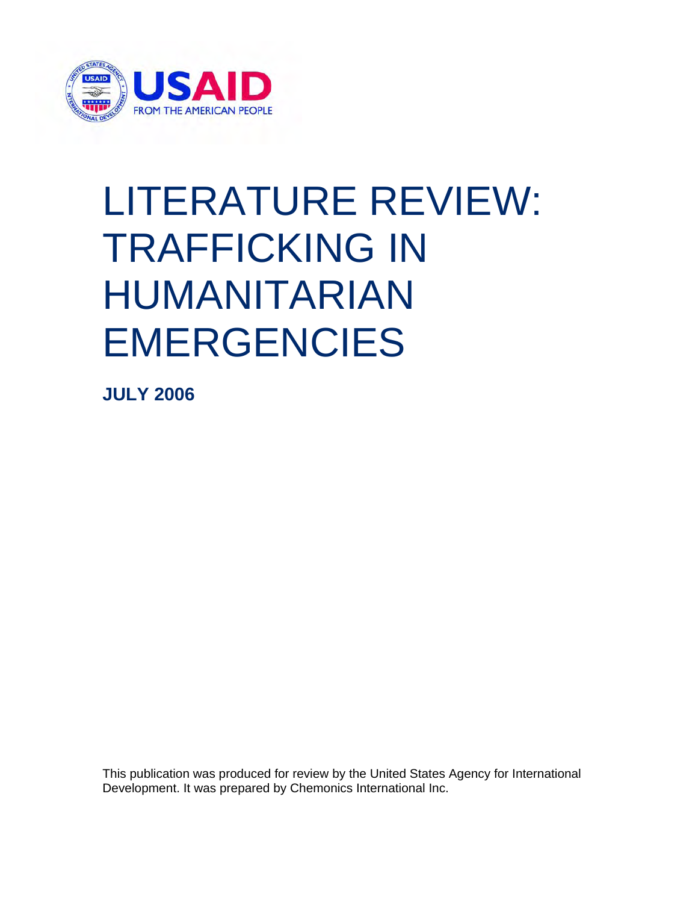USAID
FROM THE AMERICAN PEOPLE

# LITERATURE REVIEW: TRAFFICKING IN HUMANITARIAN EMERGENCIES

**JULY 2006**

This publication was produced for review by the United States Agency for International Development. It was prepared by Chemonics International Inc.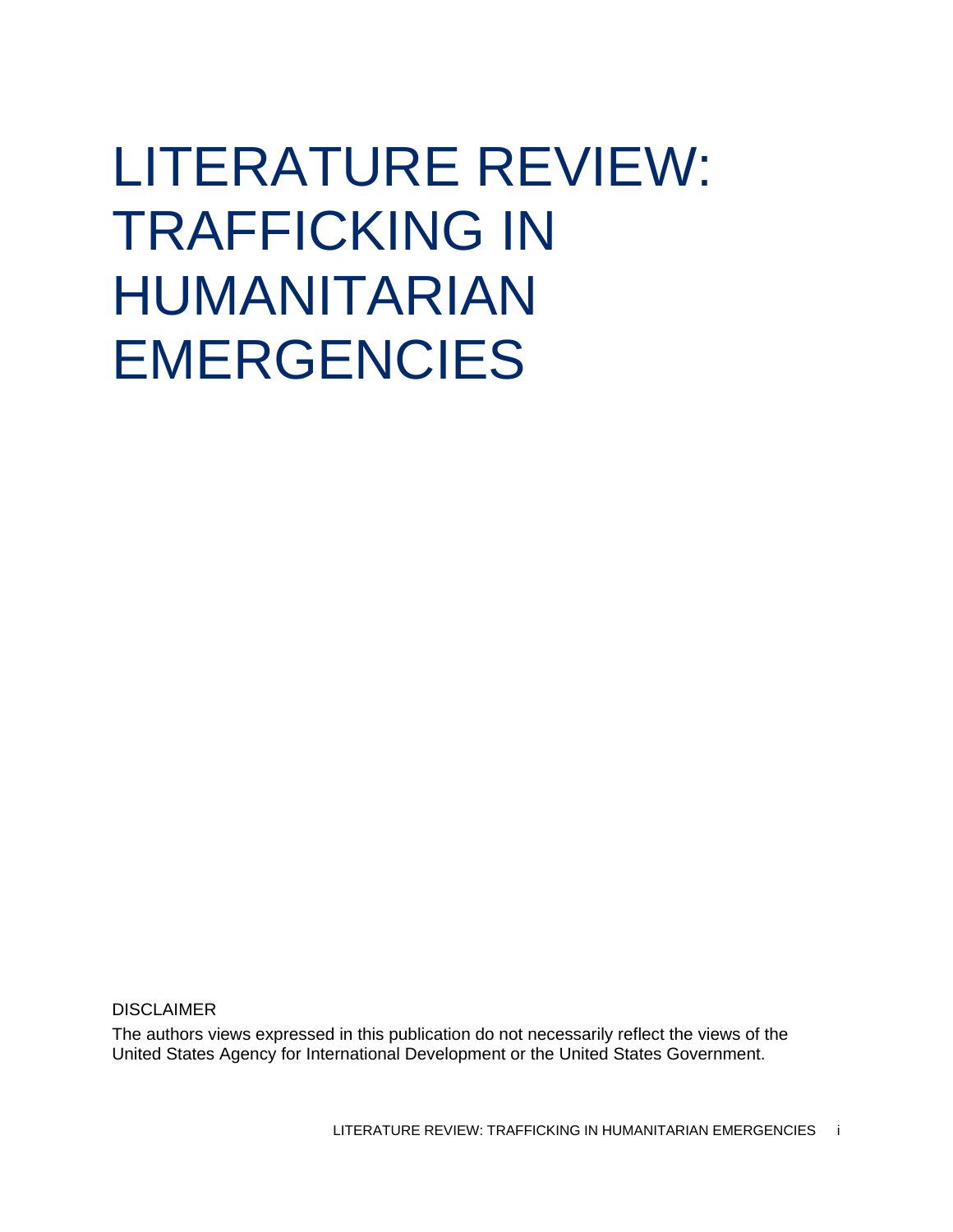# LITERATURE REVIEW: TRAFFICKING IN HUMANITARIAN EMERGENCIES

DISCLAIMER

The authors views expressed in this publication do not necessarily reflect the views of the United States Agency for International Development or the United States Government.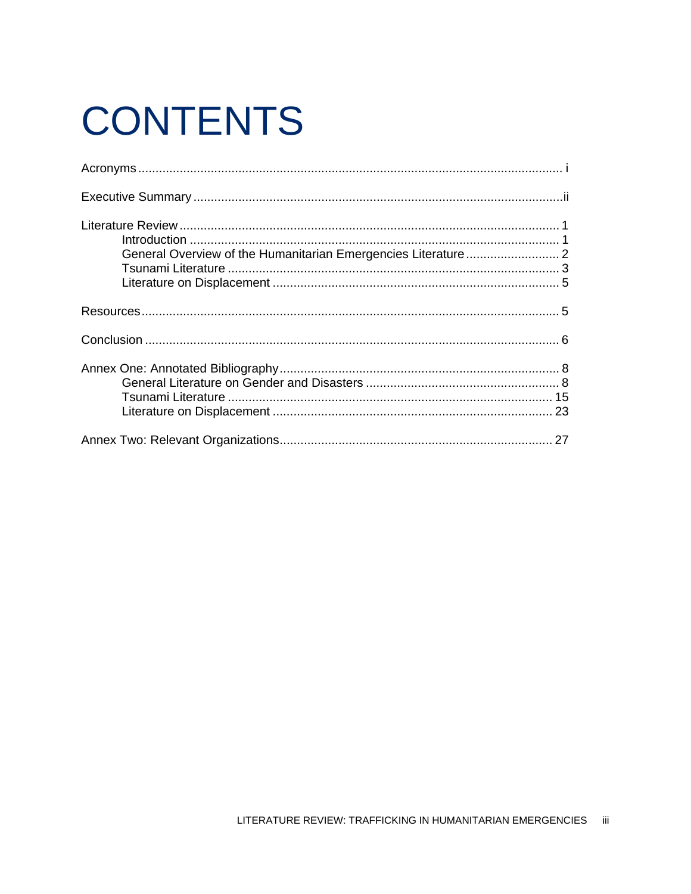# CONTENTS

Acronyms ........................................................................................................................ i

Executive Summary ..........................................................................................................ii

Literature Review ............................................................................................................ 1
- Introduction ........................................................................................................... 1
- General Overview of the Humanitarian Emergencies Literature ........................... 2
- Tsunami Literature ................................................................................................ 3
- Literature on Displacement ................................................................................... 5

Resources ........................................................................................................................ 5

Conclusion ....................................................................................................................... 6

Annex One: Annotated Bibliography ................................................................................ 8
- General Literature on Gender and Disasters ........................................................ 8
- Tsunami Literature .............................................................................................. 15
- Literature on Displacement ................................................................................. 23

Annex Two: Relevant Organizations .............................................................................. 27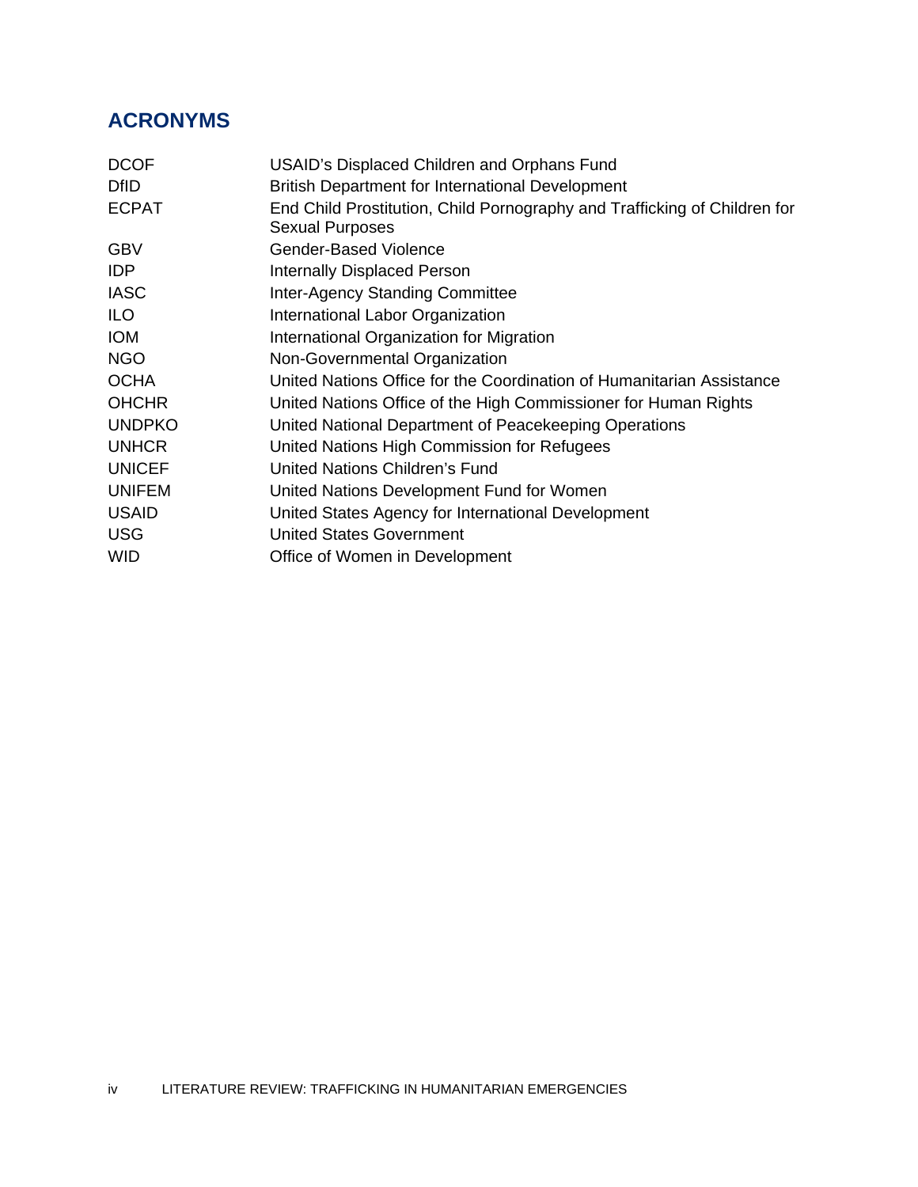## ACRONYMS

| | |
|---|---|
| DCOF | USAID's Displaced Children and Orphans Fund |
| DfID | British Department for International Development |
| ECPAT | End Child Prostitution, Child Pornography and Trafficking of Children for Sexual Purposes |
| GBV | Gender-Based Violence |
| IDP | Internally Displaced Person |
| IASC | Inter-Agency Standing Committee |
| ILO | International Labor Organization |
| IOM | International Organization for Migration |
| NGO | Non-Governmental Organization |
| OCHA | United Nations Office for the Coordination of Humanitarian Assistance |
| OHCHR | United Nations Office of the High Commissioner for Human Rights |
| UNDPKO | United National Department of Peacekeeping Operations |
| UNHCR | United Nations High Commission for Refugees |
| UNICEF | United Nations Children's Fund |
| UNIFEM | United Nations Development Fund for Women |
| USAID | United States Agency for International Development |
| USG | United States Government |
| WID | Office of Women in Development |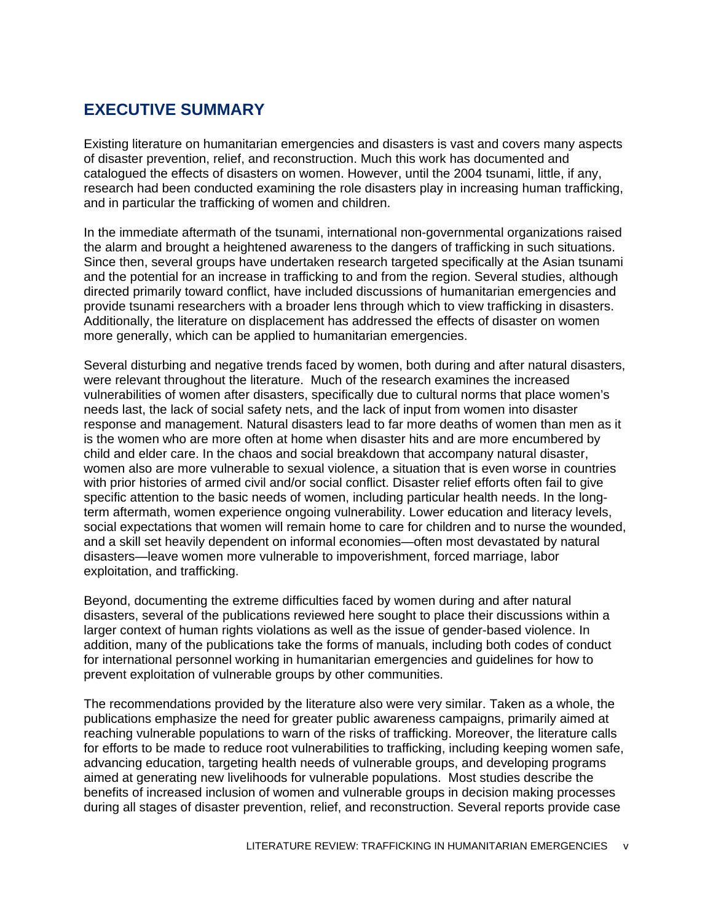# EXECUTIVE SUMMARY

Existing literature on humanitarian emergencies and disasters is vast and covers many aspects of disaster prevention, relief, and reconstruction. Much this work has documented and catalogued the effects of disasters on women. However, until the 2004 tsunami, little, if any, research had been conducted examining the role disasters play in increasing human trafficking, and in particular the trafficking of women and children.

In the immediate aftermath of the tsunami, international non-governmental organizations raised the alarm and brought a heightened awareness to the dangers of trafficking in such situations. Since then, several groups have undertaken research targeted specifically at the Asian tsunami and the potential for an increase in trafficking to and from the region. Several studies, although directed primarily toward conflict, have included discussions of humanitarian emergencies and provide tsunami researchers with a broader lens through which to view trafficking in disasters. Additionally, the literature on displacement has addressed the effects of disaster on women more generally, which can be applied to humanitarian emergencies.

Several disturbing and negative trends faced by women, both during and after natural disasters, were relevant throughout the literature. Much of the research examines the increased vulnerabilities of women after disasters, specifically due to cultural norms that place women's needs last, the lack of social safety nets, and the lack of input from women into disaster response and management. Natural disasters lead to far more deaths of women than men as it is the women who are more often at home when disaster hits and are more encumbered by child and elder care. In the chaos and social breakdown that accompany natural disaster, women also are more vulnerable to sexual violence, a situation that is even worse in countries with prior histories of armed civil and/or social conflict. Disaster relief efforts often fail to give specific attention to the basic needs of women, including particular health needs. In the long-term aftermath, women experience ongoing vulnerability. Lower education and literacy levels, social expectations that women will remain home to care for children and to nurse the wounded, and a skill set heavily dependent on informal economies—often most devastated by natural disasters—leave women more vulnerable to impoverishment, forced marriage, labor exploitation, and trafficking.

Beyond, documenting the extreme difficulties faced by women during and after natural disasters, several of the publications reviewed here sought to place their discussions within a larger context of human rights violations as well as the issue of gender-based violence. In addition, many of the publications take the forms of manuals, including both codes of conduct for international personnel working in humanitarian emergencies and guidelines for how to prevent exploitation of vulnerable groups by other communities.

The recommendations provided by the literature also were very similar. Taken as a whole, the publications emphasize the need for greater public awareness campaigns, primarily aimed at reaching vulnerable populations to warn of the risks of trafficking. Moreover, the literature calls for efforts to be made to reduce root vulnerabilities to trafficking, including keeping women safe, advancing education, targeting health needs of vulnerable groups, and developing programs aimed at generating new livelihoods for vulnerable populations. Most studies describe the benefits of increased inclusion of women and vulnerable groups in decision making processes during all stages of disaster prevention, relief, and reconstruction. Several reports provide case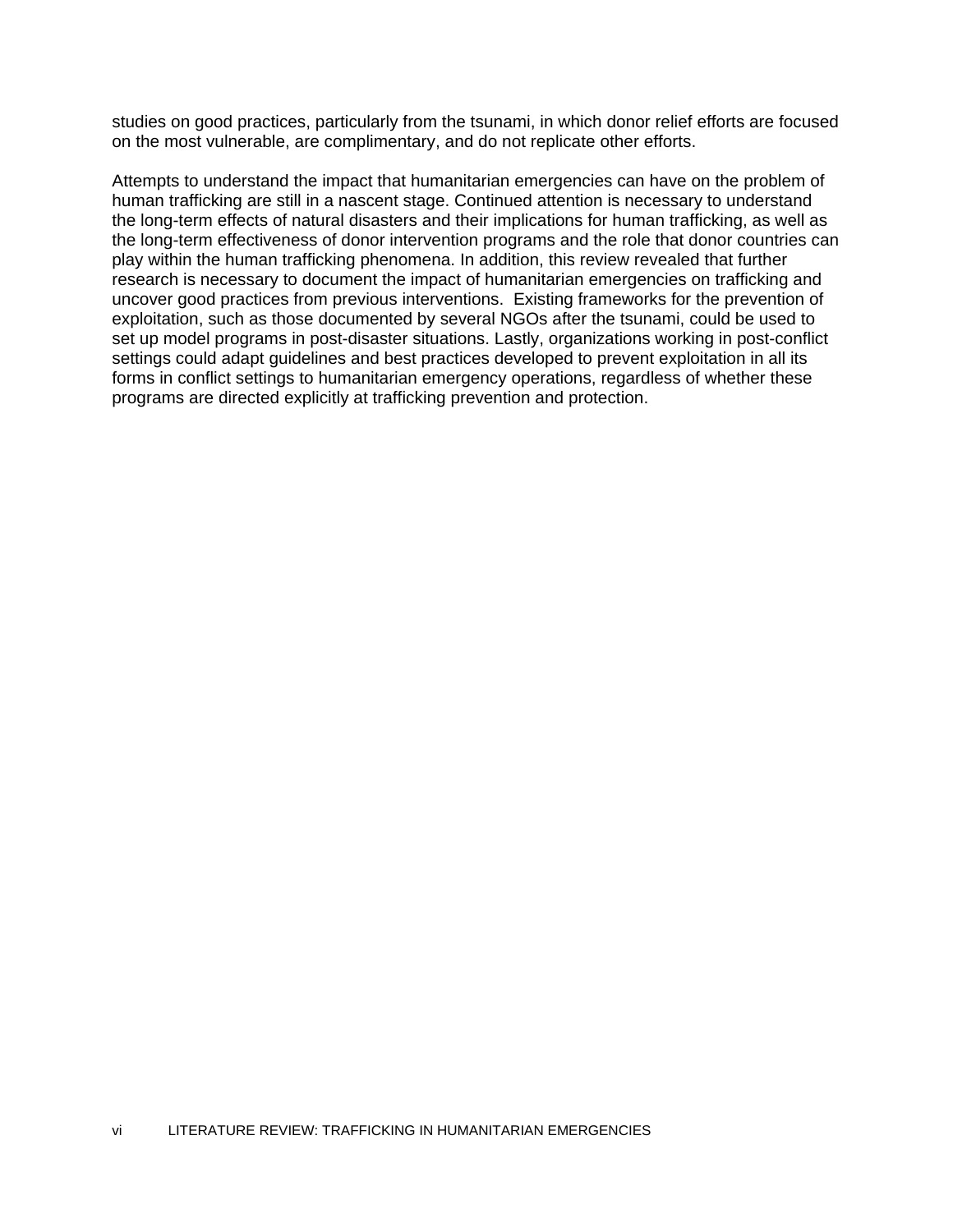studies on good practices, particularly from the tsunami, in which donor relief efforts are focused on the most vulnerable, are complimentary, and do not replicate other efforts.

Attempts to understand the impact that humanitarian emergencies can have on the problem of human trafficking are still in a nascent stage. Continued attention is necessary to understand the long-term effects of natural disasters and their implications for human trafficking, as well as the long-term effectiveness of donor intervention programs and the role that donor countries can play within the human trafficking phenomena. In addition, this review revealed that further research is necessary to document the impact of humanitarian emergencies on trafficking and uncover good practices from previous interventions.  Existing frameworks for the prevention of exploitation, such as those documented by several NGOs after the tsunami, could be used to set up model programs in post-disaster situations. Lastly, organizations working in post-conflict settings could adapt guidelines and best practices developed to prevent exploitation in all its forms in conflict settings to humanitarian emergency operations, regardless of whether these programs are directed explicitly at trafficking prevention and protection.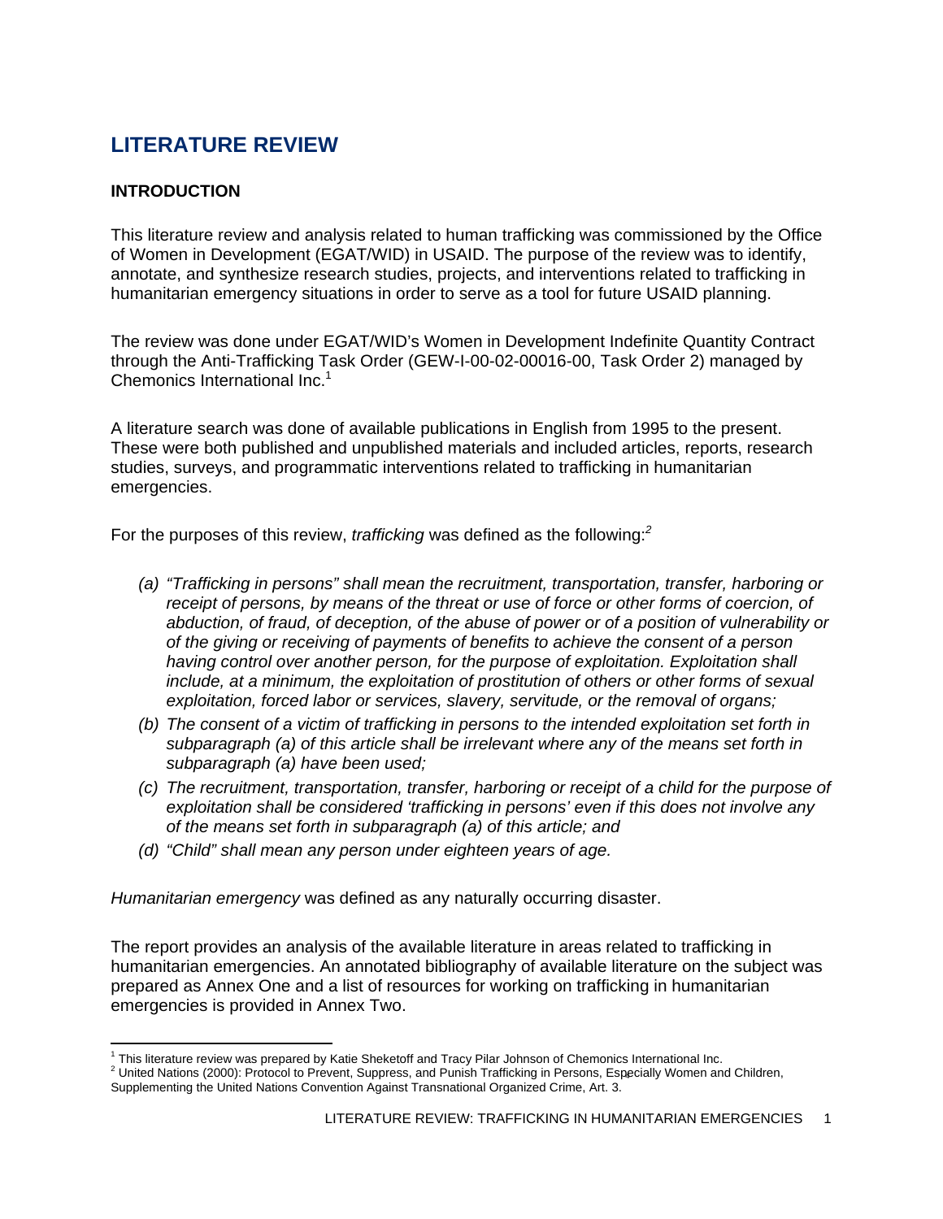# LITERATURE REVIEW

## INTRODUCTION

This literature review and analysis related to human trafficking was commissioned by the Office of Women in Development (EGAT/WID) in USAID. The purpose of the review was to identify, annotate, and synthesize research studies, projects, and interventions related to trafficking in humanitarian emergency situations in order to serve as a tool for future USAID planning.

The review was done under EGAT/WID's Women in Development Indefinite Quantity Contract through the Anti-Trafficking Task Order (GEW-I-00-02-00016-00, Task Order 2) managed by Chemonics International Inc.[1]

A literature search was done of available publications in English from 1995 to the present. These were both published and unpublished materials and included articles, reports, research studies, surveys, and programmatic interventions related to trafficking in humanitarian emergencies.

For the purposes of this review, *trafficking* was defined as the following:[2]

*(a) "Trafficking in persons" shall mean the recruitment, transportation, transfer, harboring or receipt of persons, by means of the threat or use of force or other forms of coercion, of abduction, of fraud, of deception, of the abuse of power or of a position of vulnerability or of the giving or receiving of payments of benefits to achieve the consent of a person having control over another person, for the purpose of exploitation. Exploitation shall include, at a minimum, the exploitation of prostitution of others or other forms of sexual exploitation, forced labor or services, slavery, servitude, or the removal of organs;*

*(b) The consent of a victim of trafficking in persons to the intended exploitation set forth in subparagraph (a) of this article shall be irrelevant where any of the means set forth in subparagraph (a) have been used;*

*(c) The recruitment, transportation, transfer, harboring or receipt of a child for the purpose of exploitation shall be considered 'trafficking in persons' even if this does not involve any of the means set forth in subparagraph (a) of this article; and*

*(d) "Child" shall mean any person under eighteen years of age.*

*Humanitarian emergency* was defined as any naturally occurring disaster.

The report provides an analysis of the available literature in areas related to trafficking in humanitarian emergencies. An annotated bibliography of available literature on the subject was prepared as Annex One and a list of resources for working on trafficking in humanitarian emergencies is provided in Annex Two.

---

[1] This literature review was prepared by Katie Sheketoff and Tracy Pilar Johnson of Chemonics International Inc.

[2] United Nations (2000): Protocol to Prevent, Suppress, and Punish Trafficking in Persons, Especially Women and Children, Supplementing the United Nations Convention Against Transnational Organized Crime, Art. 3.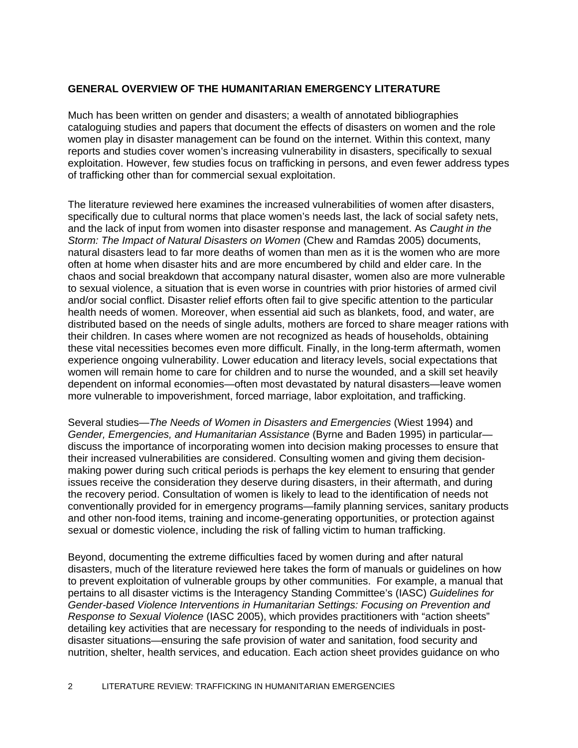## GENERAL OVERVIEW OF THE HUMANITARIAN EMERGENCY LITERATURE

Much has been written on gender and disasters; a wealth of annotated bibliographies cataloguing studies and papers that document the effects of disasters on women and the role women play in disaster management can be found on the internet. Within this context, many reports and studies cover women's increasing vulnerability in disasters, specifically to sexual exploitation. However, few studies focus on trafficking in persons, and even fewer address types of trafficking other than for commercial sexual exploitation.

The literature reviewed here examines the increased vulnerabilities of women after disasters, specifically due to cultural norms that place women's needs last, the lack of social safety nets, and the lack of input from women into disaster response and management. As *Caught in the Storm: The Impact of Natural Disasters on Women* (Chew and Ramdas 2005) documents, natural disasters lead to far more deaths of women than men as it is the women who are more often at home when disaster hits and are more encumbered by child and elder care. In the chaos and social breakdown that accompany natural disaster, women also are more vulnerable to sexual violence, a situation that is even worse in countries with prior histories of armed civil and/or social conflict. Disaster relief efforts often fail to give specific attention to the particular health needs of women. Moreover, when essential aid such as blankets, food, and water, are distributed based on the needs of single adults, mothers are forced to share meager rations with their children. In cases where women are not recognized as heads of households, obtaining these vital necessities becomes even more difficult. Finally, in the long-term aftermath, women experience ongoing vulnerability. Lower education and literacy levels, social expectations that women will remain home to care for children and to nurse the wounded, and a skill set heavily dependent on informal economies—often most devastated by natural disasters—leave women more vulnerable to impoverishment, forced marriage, labor exploitation, and trafficking.

Several studies—*The Needs of Women in Disasters and Emergencies* (Wiest 1994) and *Gender, Emergencies, and Humanitarian Assistance* (Byrne and Baden 1995) in particular—discuss the importance of incorporating women into decision making processes to ensure that their increased vulnerabilities are considered. Consulting women and giving them decision-making power during such critical periods is perhaps the key element to ensuring that gender issues receive the consideration they deserve during disasters, in their aftermath, and during the recovery period. Consultation of women is likely to lead to the identification of needs not conventionally provided for in emergency programs—family planning services, sanitary products and other non-food items, training and income-generating opportunities, or protection against sexual or domestic violence, including the risk of falling victim to human trafficking.

Beyond, documenting the extreme difficulties faced by women during and after natural disasters, much of the literature reviewed here takes the form of manuals or guidelines on how to prevent exploitation of vulnerable groups by other communities. For example, a manual that pertains to all disaster victims is the Interagency Standing Committee's (IASC) *Guidelines for Gender-based Violence Interventions in Humanitarian Settings: Focusing on Prevention and Response to Sexual Violence* (IASC 2005), which provides practitioners with "action sheets" detailing key activities that are necessary for responding to the needs of individuals in post-disaster situations—ensuring the safe provision of water and sanitation, food security and nutrition, shelter, health services, and education. Each action sheet provides guidance on who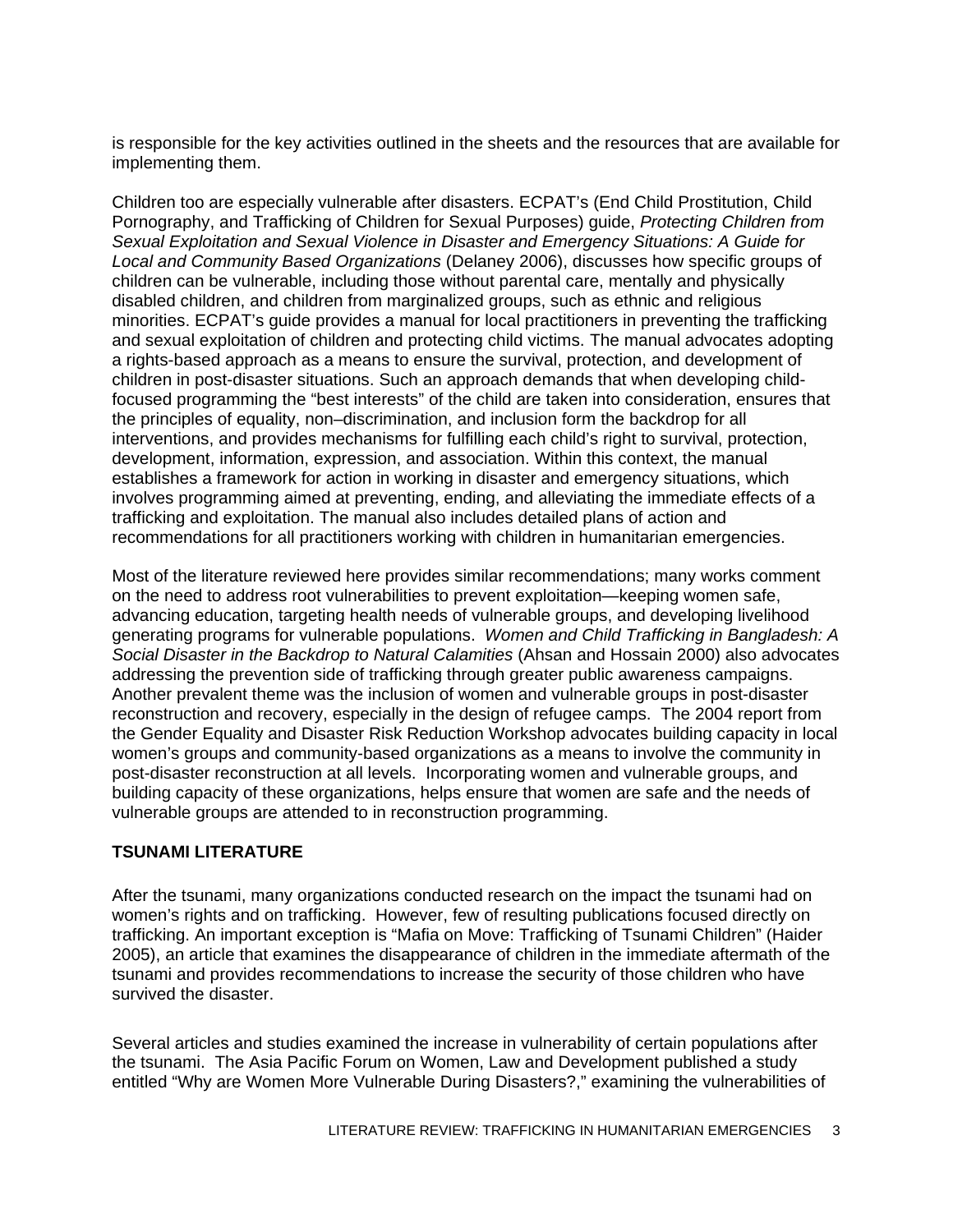is responsible for the key activities outlined in the sheets and the resources that are available for implementing them.

Children too are especially vulnerable after disasters. ECPAT's (End Child Prostitution, Child Pornography, and Trafficking of Children for Sexual Purposes) guide, *Protecting Children from Sexual Exploitation and Sexual Violence in Disaster and Emergency Situations: A Guide for Local and Community Based Organizations* (Delaney 2006), discusses how specific groups of children can be vulnerable, including those without parental care, mentally and physically disabled children, and children from marginalized groups, such as ethnic and religious minorities. ECPAT's guide provides a manual for local practitioners in preventing the trafficking and sexual exploitation of children and protecting child victims. The manual advocates adopting a rights-based approach as a means to ensure the survival, protection, and development of children in post-disaster situations. Such an approach demands that when developing child-focused programming the "best interests" of the child are taken into consideration, ensures that the principles of equality, non–discrimination, and inclusion form the backdrop for all interventions, and provides mechanisms for fulfilling each child's right to survival, protection, development, information, expression, and association. Within this context, the manual establishes a framework for action in working in disaster and emergency situations, which involves programming aimed at preventing, ending, and alleviating the immediate effects of a trafficking and exploitation. The manual also includes detailed plans of action and recommendations for all practitioners working with children in humanitarian emergencies.

Most of the literature reviewed here provides similar recommendations; many works comment on the need to address root vulnerabilities to prevent exploitation—keeping women safe, advancing education, targeting health needs of vulnerable groups, and developing livelihood generating programs for vulnerable populations. *Women and Child Trafficking in Bangladesh: A Social Disaster in the Backdrop to Natural Calamities* (Ahsan and Hossain 2000) also advocates addressing the prevention side of trafficking through greater public awareness campaigns. Another prevalent theme was the inclusion of women and vulnerable groups in post-disaster reconstruction and recovery, especially in the design of refugee camps. The 2004 report from the Gender Equality and Disaster Risk Reduction Workshop advocates building capacity in local women's groups and community-based organizations as a means to involve the community in post-disaster reconstruction at all levels. Incorporating women and vulnerable groups, and building capacity of these organizations, helps ensure that women are safe and the needs of vulnerable groups are attended to in reconstruction programming.

## TSUNAMI LITERATURE

After the tsunami, many organizations conducted research on the impact the tsunami had on women's rights and on trafficking. However, few of resulting publications focused directly on trafficking. An important exception is "Mafia on Move: Trafficking of Tsunami Children" (Haider 2005), an article that examines the disappearance of children in the immediate aftermath of the tsunami and provides recommendations to increase the security of those children who have survived the disaster.

Several articles and studies examined the increase in vulnerability of certain populations after the tsunami. The Asia Pacific Forum on Women, Law and Development published a study entitled "Why are Women More Vulnerable During Disasters?," examining the vulnerabilities of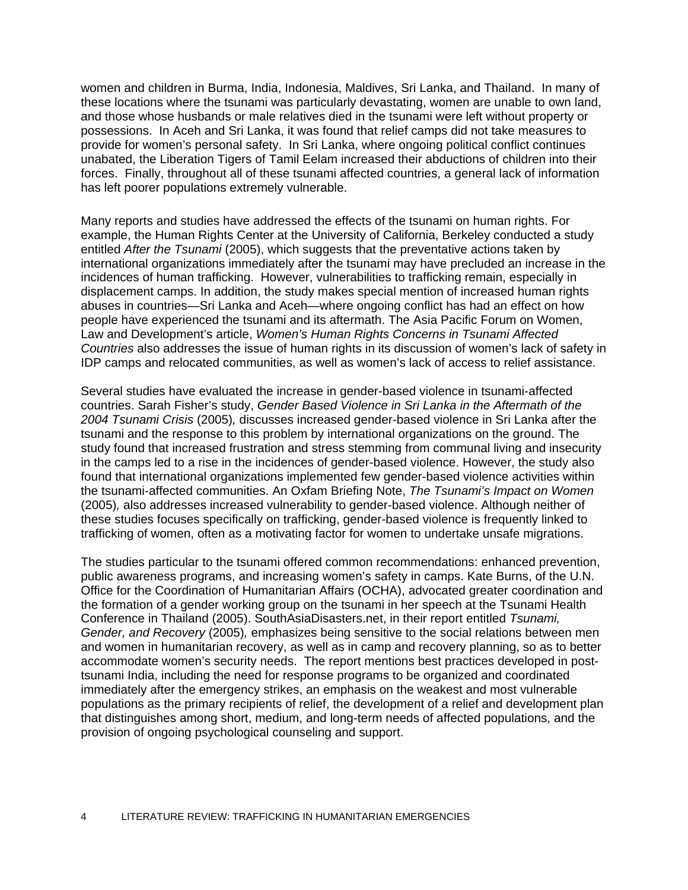women and children in Burma, India, Indonesia, Maldives, Sri Lanka, and Thailand. In many of these locations where the tsunami was particularly devastating, women are unable to own land, and those whose husbands or male relatives died in the tsunami were left without property or possessions. In Aceh and Sri Lanka, it was found that relief camps did not take measures to provide for women's personal safety. In Sri Lanka, where ongoing political conflict continues unabated, the Liberation Tigers of Tamil Eelam increased their abductions of children into their forces. Finally, throughout all of these tsunami affected countries, a general lack of information has left poorer populations extremely vulnerable.

Many reports and studies have addressed the effects of the tsunami on human rights. For example, the Human Rights Center at the University of California, Berkeley conducted a study entitled *After the Tsunami* (2005), which suggests that the preventative actions taken by international organizations immediately after the tsunami may have precluded an increase in the incidences of human trafficking. However, vulnerabilities to trafficking remain, especially in displacement camps. In addition, the study makes special mention of increased human rights abuses in countries—Sri Lanka and Aceh—where ongoing conflict has had an effect on how people have experienced the tsunami and its aftermath. The Asia Pacific Forum on Women, Law and Development's article, *Women's Human Rights Concerns in Tsunami Affected Countries* also addresses the issue of human rights in its discussion of women's lack of safety in IDP camps and relocated communities, as well as women's lack of access to relief assistance.

Several studies have evaluated the increase in gender-based violence in tsunami-affected countries. Sarah Fisher's study, *Gender Based Violence in Sri Lanka in the Aftermath of the 2004 Tsunami Crisis* (2005)*,* discusses increased gender-based violence in Sri Lanka after the tsunami and the response to this problem by international organizations on the ground. The study found that increased frustration and stress stemming from communal living and insecurity in the camps led to a rise in the incidences of gender-based violence. However, the study also found that international organizations implemented few gender-based violence activities within the tsunami-affected communities. An Oxfam Briefing Note, *The Tsunami's Impact on Women* (2005)*,* also addresses increased vulnerability to gender-based violence. Although neither of these studies focuses specifically on trafficking, gender-based violence is frequently linked to trafficking of women, often as a motivating factor for women to undertake unsafe migrations.

The studies particular to the tsunami offered common recommendations: enhanced prevention, public awareness programs, and increasing women's safety in camps. Kate Burns, of the U.N. Office for the Coordination of Humanitarian Affairs (OCHA), advocated greater coordination and the formation of a gender working group on the tsunami in her speech at the Tsunami Health Conference in Thailand (2005). SouthAsiaDisasters.net, in their report entitled *Tsunami, Gender, and Recovery* (2005)*,* emphasizes being sensitive to the social relations between men and women in humanitarian recovery, as well as in camp and recovery planning, so as to better accommodate women's security needs. The report mentions best practices developed in post-tsunami India, including the need for response programs to be organized and coordinated immediately after the emergency strikes, an emphasis on the weakest and most vulnerable populations as the primary recipients of relief, the development of a relief and development plan that distinguishes among short, medium, and long-term needs of affected populations, and the provision of ongoing psychological counseling and support.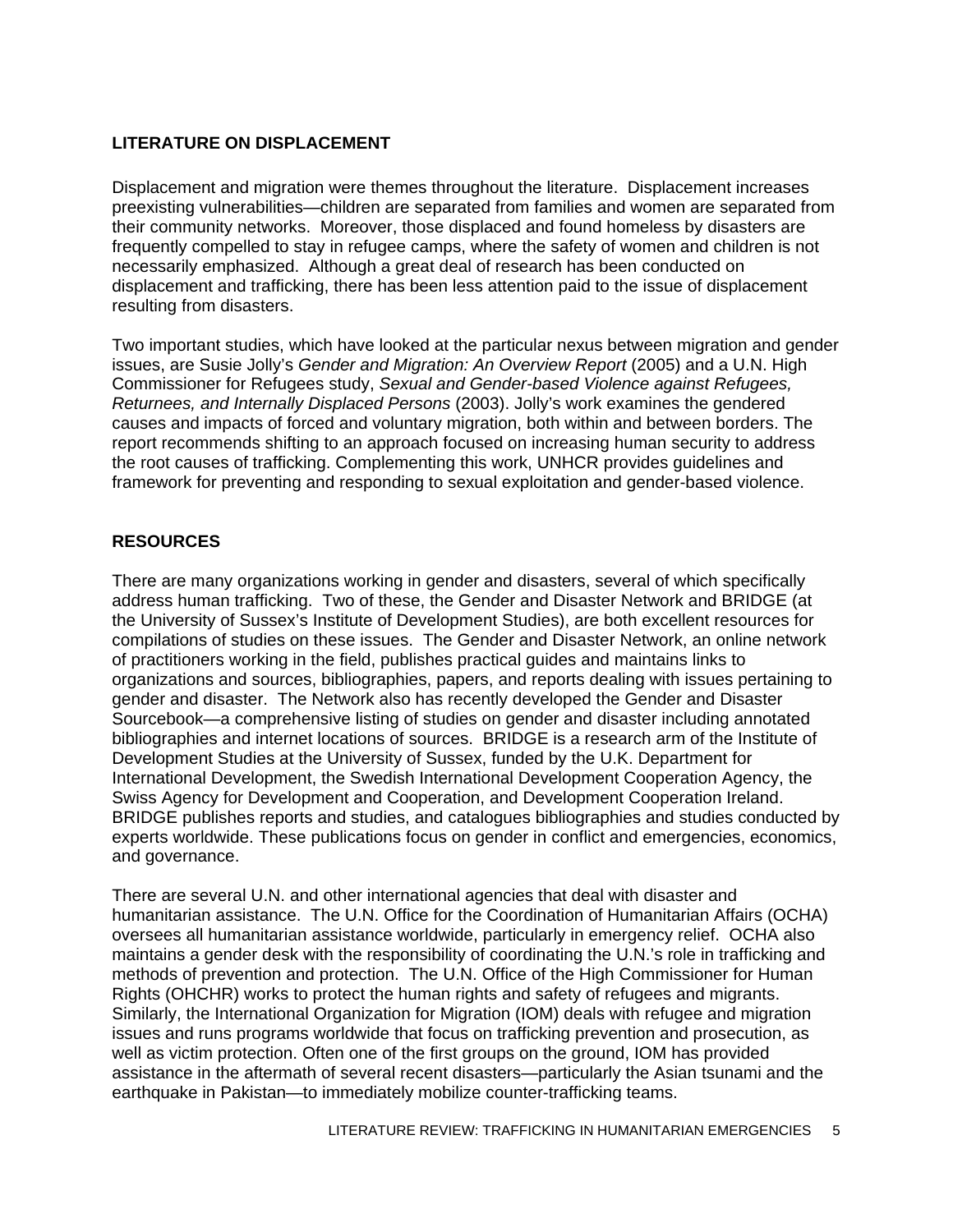## LITERATURE ON DISPLACEMENT

Displacement and migration were themes throughout the literature. Displacement increases preexisting vulnerabilities—children are separated from families and women are separated from their community networks. Moreover, those displaced and found homeless by disasters are frequently compelled to stay in refugee camps, where the safety of women and children is not necessarily emphasized. Although a great deal of research has been conducted on displacement and trafficking, there has been less attention paid to the issue of displacement resulting from disasters.

Two important studies, which have looked at the particular nexus between migration and gender issues, are Susie Jolly's *Gender and Migration: An Overview Report* (2005) and a U.N. High Commissioner for Refugees study, *Sexual and Gender-based Violence against Refugees, Returnees, and Internally Displaced Persons* (2003). Jolly's work examines the gendered causes and impacts of forced and voluntary migration, both within and between borders. The report recommends shifting to an approach focused on increasing human security to address the root causes of trafficking. Complementing this work, UNHCR provides guidelines and framework for preventing and responding to sexual exploitation and gender-based violence.

## RESOURCES

There are many organizations working in gender and disasters, several of which specifically address human trafficking. Two of these, the Gender and Disaster Network and BRIDGE (at the University of Sussex's Institute of Development Studies), are both excellent resources for compilations of studies on these issues. The Gender and Disaster Network, an online network of practitioners working in the field, publishes practical guides and maintains links to organizations and sources, bibliographies, papers, and reports dealing with issues pertaining to gender and disaster. The Network also has recently developed the Gender and Disaster Sourcebook—a comprehensive listing of studies on gender and disaster including annotated bibliographies and internet locations of sources. BRIDGE is a research arm of the Institute of Development Studies at the University of Sussex, funded by the U.K. Department for International Development, the Swedish International Development Cooperation Agency, the Swiss Agency for Development and Cooperation, and Development Cooperation Ireland. BRIDGE publishes reports and studies, and catalogues bibliographies and studies conducted by experts worldwide. These publications focus on gender in conflict and emergencies, economics, and governance.

There are several U.N. and other international agencies that deal with disaster and humanitarian assistance. The U.N. Office for the Coordination of Humanitarian Affairs (OCHA) oversees all humanitarian assistance worldwide, particularly in emergency relief. OCHA also maintains a gender desk with the responsibility of coordinating the U.N.'s role in trafficking and methods of prevention and protection. The U.N. Office of the High Commissioner for Human Rights (OHCHR) works to protect the human rights and safety of refugees and migrants. Similarly, the International Organization for Migration (IOM) deals with refugee and migration issues and runs programs worldwide that focus on trafficking prevention and prosecution, as well as victim protection. Often one of the first groups on the ground, IOM has provided assistance in the aftermath of several recent disasters—particularly the Asian tsunami and the earthquake in Pakistan—to immediately mobilize counter-trafficking teams.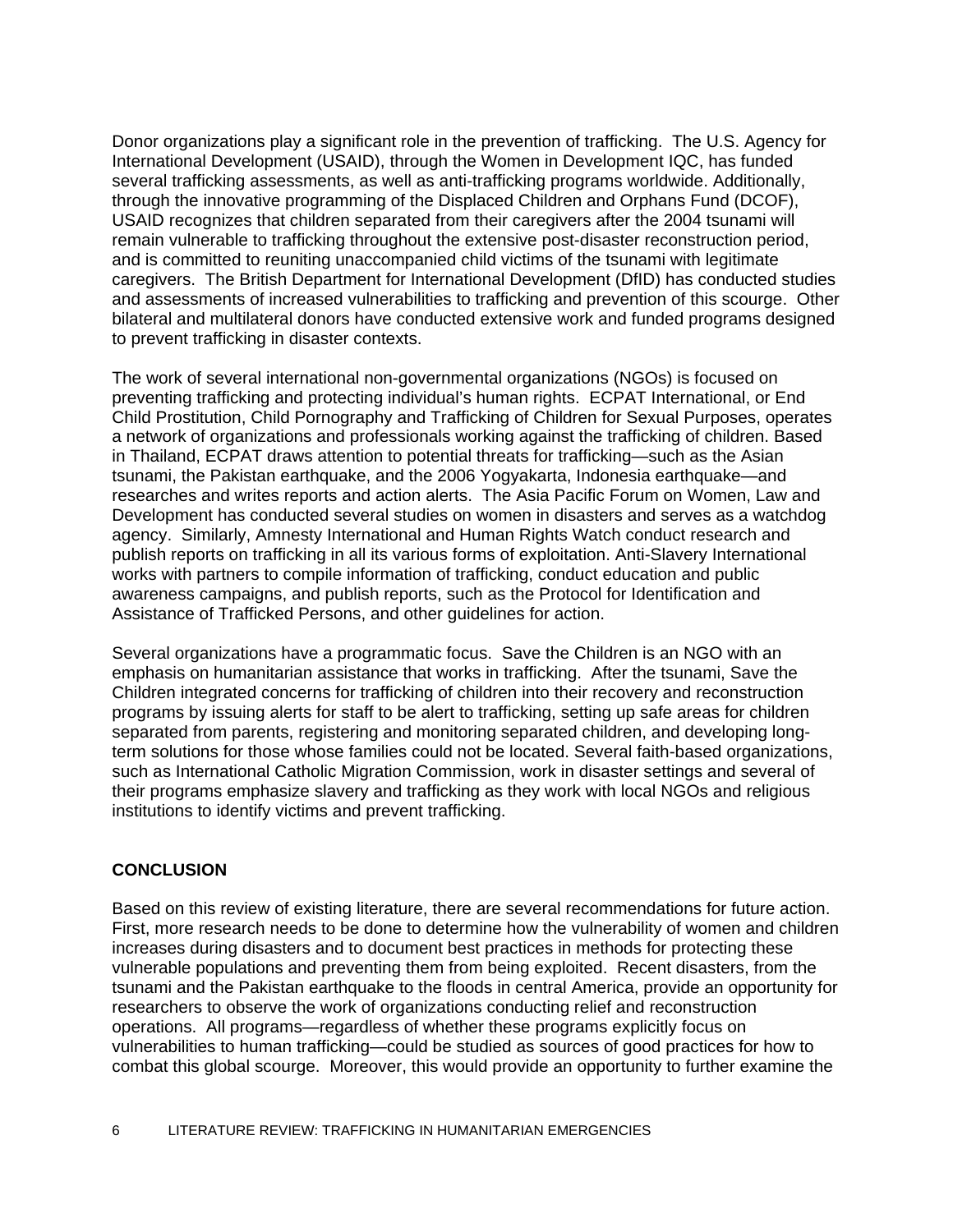Donor organizations play a significant role in the prevention of trafficking. The U.S. Agency for International Development (USAID), through the Women in Development IQC, has funded several trafficking assessments, as well as anti-trafficking programs worldwide. Additionally, through the innovative programming of the Displaced Children and Orphans Fund (DCOF), USAID recognizes that children separated from their caregivers after the 2004 tsunami will remain vulnerable to trafficking throughout the extensive post-disaster reconstruction period, and is committed to reuniting unaccompanied child victims of the tsunami with legitimate caregivers. The British Department for International Development (DfID) has conducted studies and assessments of increased vulnerabilities to trafficking and prevention of this scourge. Other bilateral and multilateral donors have conducted extensive work and funded programs designed to prevent trafficking in disaster contexts.

The work of several international non-governmental organizations (NGOs) is focused on preventing trafficking and protecting individual's human rights. ECPAT International, or End Child Prostitution, Child Pornography and Trafficking of Children for Sexual Purposes, operates a network of organizations and professionals working against the trafficking of children. Based in Thailand, ECPAT draws attention to potential threats for trafficking—such as the Asian tsunami, the Pakistan earthquake, and the 2006 Yogyakarta, Indonesia earthquake—and researches and writes reports and action alerts. The Asia Pacific Forum on Women, Law and Development has conducted several studies on women in disasters and serves as a watchdog agency. Similarly, Amnesty International and Human Rights Watch conduct research and publish reports on trafficking in all its various forms of exploitation. Anti-Slavery International works with partners to compile information of trafficking, conduct education and public awareness campaigns, and publish reports, such as the Protocol for Identification and Assistance of Trafficked Persons, and other guidelines for action.

Several organizations have a programmatic focus. Save the Children is an NGO with an emphasis on humanitarian assistance that works in trafficking. After the tsunami, Save the Children integrated concerns for trafficking of children into their recovery and reconstruction programs by issuing alerts for staff to be alert to trafficking, setting up safe areas for children separated from parents, registering and monitoring separated children, and developing long-term solutions for those whose families could not be located. Several faith-based organizations, such as International Catholic Migration Commission, work in disaster settings and several of their programs emphasize slavery and trafficking as they work with local NGOs and religious institutions to identify victims and prevent trafficking.

## CONCLUSION

Based on this review of existing literature, there are several recommendations for future action. First, more research needs to be done to determine how the vulnerability of women and children increases during disasters and to document best practices in methods for protecting these vulnerable populations and preventing them from being exploited. Recent disasters, from the tsunami and the Pakistan earthquake to the floods in central America, provide an opportunity for researchers to observe the work of organizations conducting relief and reconstruction operations. All programs—regardless of whether these programs explicitly focus on vulnerabilities to human trafficking—could be studied as sources of good practices for how to combat this global scourge. Moreover, this would provide an opportunity to further examine the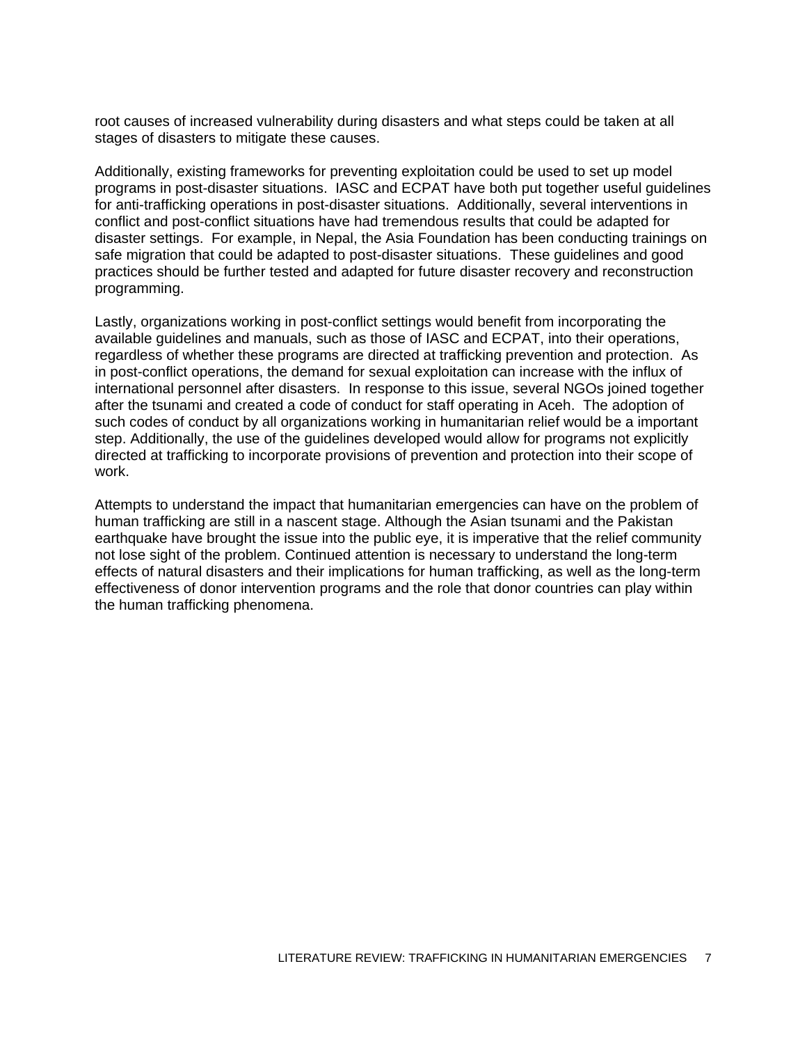root causes of increased vulnerability during disasters and what steps could be taken at all stages of disasters to mitigate these causes.

Additionally, existing frameworks for preventing exploitation could be used to set up model programs in post-disaster situations. IASC and ECPAT have both put together useful guidelines for anti-trafficking operations in post-disaster situations. Additionally, several interventions in conflict and post-conflict situations have had tremendous results that could be adapted for disaster settings. For example, in Nepal, the Asia Foundation has been conducting trainings on safe migration that could be adapted to post-disaster situations. These guidelines and good practices should be further tested and adapted for future disaster recovery and reconstruction programming.

Lastly, organizations working in post-conflict settings would benefit from incorporating the available guidelines and manuals, such as those of IASC and ECPAT, into their operations, regardless of whether these programs are directed at trafficking prevention and protection. As in post-conflict operations, the demand for sexual exploitation can increase with the influx of international personnel after disasters. In response to this issue, several NGOs joined together after the tsunami and created a code of conduct for staff operating in Aceh. The adoption of such codes of conduct by all organizations working in humanitarian relief would be a important step. Additionally, the use of the guidelines developed would allow for programs not explicitly directed at trafficking to incorporate provisions of prevention and protection into their scope of work.

Attempts to understand the impact that humanitarian emergencies can have on the problem of human trafficking are still in a nascent stage. Although the Asian tsunami and the Pakistan earthquake have brought the issue into the public eye, it is imperative that the relief community not lose sight of the problem. Continued attention is necessary to understand the long-term effects of natural disasters and their implications for human trafficking, as well as the long-term effectiveness of donor intervention programs and the role that donor countries can play within the human trafficking phenomena.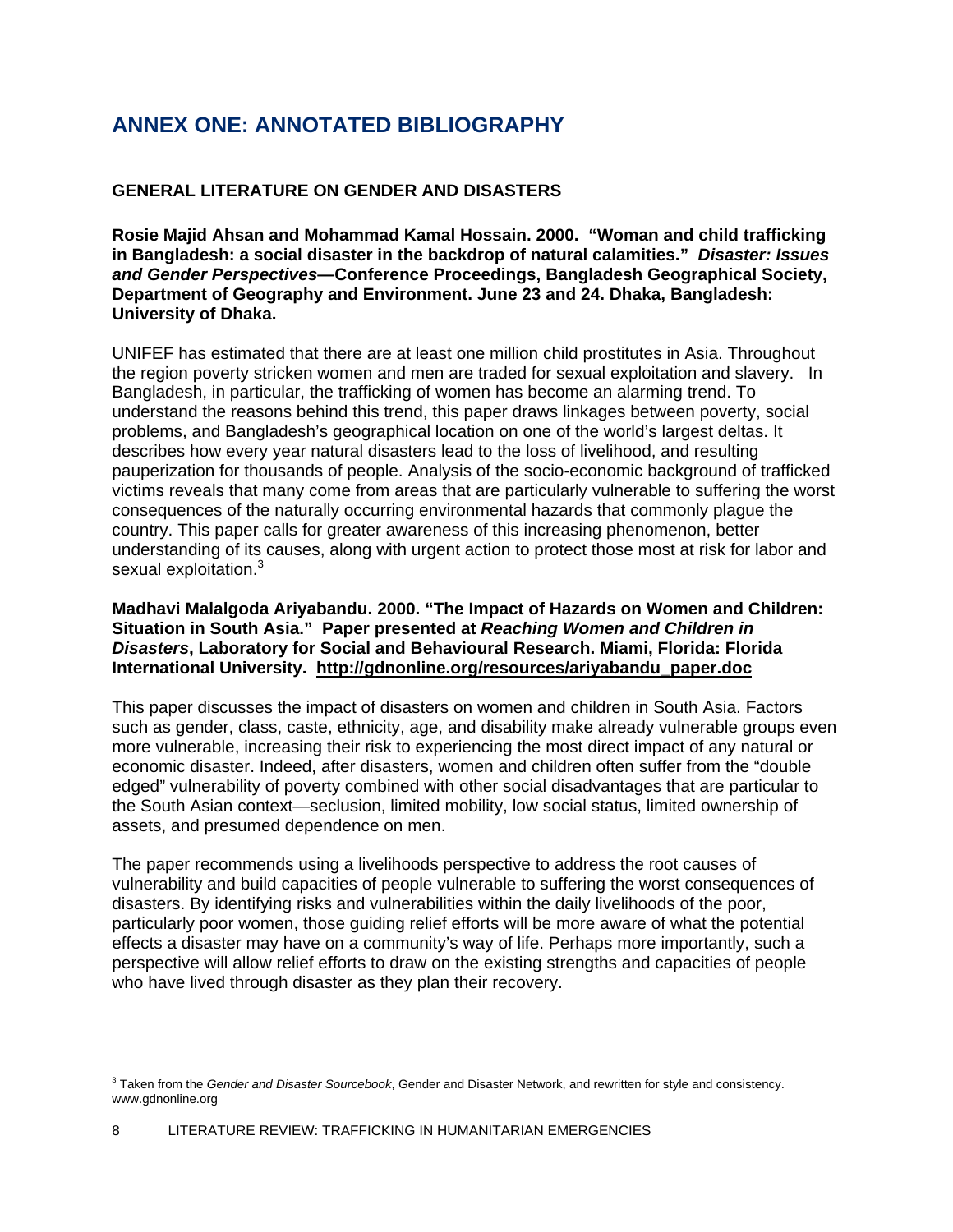# ANNEX ONE: ANNOTATED BIBLIOGRAPHY

## GENERAL LITERATURE ON GENDER AND DISASTERS

**Rosie Majid Ahsan and Mohammad Kamal Hossain. 2000. "Woman and child trafficking in Bangladesh: a social disaster in the backdrop of natural calamities."** ***Disaster: Issues and Gender Perspectives*****—Conference Proceedings, Bangladesh Geographical Society, Department of Geography and Environment. June 23 and 24. Dhaka, Bangladesh: University of Dhaka.**

UNIFEF has estimated that there are at least one million child prostitutes in Asia. Throughout the region poverty stricken women and men are traded for sexual exploitation and slavery. In Bangladesh, in particular, the trafficking of women has become an alarming trend. To understand the reasons behind this trend, this paper draws linkages between poverty, social problems, and Bangladesh's geographical location on one of the world's largest deltas. It describes how every year natural disasters lead to the loss of livelihood, and resulting pauperization for thousands of people. Analysis of the socio-economic background of trafficked victims reveals that many come from areas that are particularly vulnerable to suffering the worst consequences of the naturally occurring environmental hazards that commonly plague the country. This paper calls for greater awareness of this increasing phenomenon, better understanding of its causes, along with urgent action to protect those most at risk for labor and sexual exploitation.[3]

**Madhavi Malalgoda Ariyabandu. 2000. "The Impact of Hazards on Women and Children: Situation in South Asia." Paper presented at** ***Reaching Women and Children in Disasters*****, Laboratory for Social and Behavioural Research. Miami, Florida: Florida International University. http://gdnonline.org/resources/ariyabandu_paper.doc**

This paper discusses the impact of disasters on women and children in South Asia. Factors such as gender, class, caste, ethnicity, age, and disability make already vulnerable groups even more vulnerable, increasing their risk to experiencing the most direct impact of any natural or economic disaster. Indeed, after disasters, women and children often suffer from the "double edged" vulnerability of poverty combined with other social disadvantages that are particular to the South Asian context—seclusion, limited mobility, low social status, limited ownership of assets, and presumed dependence on men.

The paper recommends using a livelihoods perspective to address the root causes of vulnerability and build capacities of people vulnerable to suffering the worst consequences of disasters. By identifying risks and vulnerabilities within the daily livelihoods of the poor, particularly poor women, those guiding relief efforts will be more aware of what the potential effects a disaster may have on a community's way of life. Perhaps more importantly, such a perspective will allow relief efforts to draw on the existing strengths and capacities of people who have lived through disaster as they plan their recovery.

[3] Taken from the *Gender and Disaster Sourcebook*, Gender and Disaster Network, and rewritten for style and consistency. www.gdnonline.org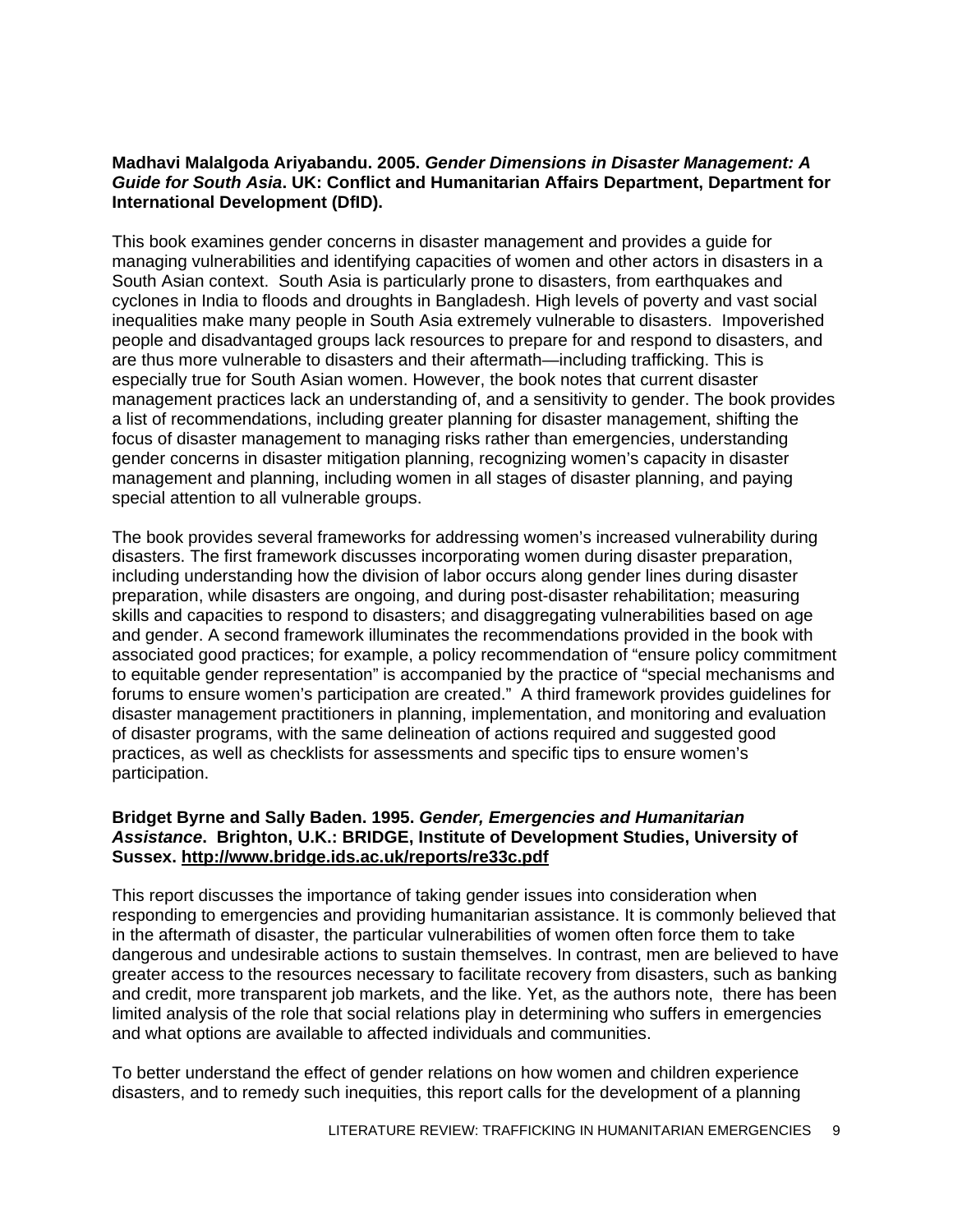**Madhavi Malalgoda Ariyabandu. 2005. *Gender Dimensions in Disaster Management: A Guide for South Asia*. UK: Conflict and Humanitarian Affairs Department, Department for International Development (DfID).**

This book examines gender concerns in disaster management and provides a guide for managing vulnerabilities and identifying capacities of women and other actors in disasters in a South Asian context. South Asia is particularly prone to disasters, from earthquakes and cyclones in India to floods and droughts in Bangladesh. High levels of poverty and vast social inequalities make many people in South Asia extremely vulnerable to disasters. Impoverished people and disadvantaged groups lack resources to prepare for and respond to disasters, and are thus more vulnerable to disasters and their aftermath—including trafficking. This is especially true for South Asian women. However, the book notes that current disaster management practices lack an understanding of, and a sensitivity to gender. The book provides a list of recommendations, including greater planning for disaster management, shifting the focus of disaster management to managing risks rather than emergencies, understanding gender concerns in disaster mitigation planning, recognizing women's capacity in disaster management and planning, including women in all stages of disaster planning, and paying special attention to all vulnerable groups.

The book provides several frameworks for addressing women's increased vulnerability during disasters. The first framework discusses incorporating women during disaster preparation, including understanding how the division of labor occurs along gender lines during disaster preparation, while disasters are ongoing, and during post-disaster rehabilitation; measuring skills and capacities to respond to disasters; and disaggregating vulnerabilities based on age and gender. A second framework illuminates the recommendations provided in the book with associated good practices; for example, a policy recommendation of "ensure policy commitment to equitable gender representation" is accompanied by the practice of "special mechanisms and forums to ensure women's participation are created." A third framework provides guidelines for disaster management practitioners in planning, implementation, and monitoring and evaluation of disaster programs, with the same delineation of actions required and suggested good practices, as well as checklists for assessments and specific tips to ensure women's participation.

**Bridget Byrne and Sally Baden. 1995. *Gender, Emergencies and Humanitarian Assistance*. Brighton, U.K.: BRIDGE, Institute of Development Studies, University of Sussex. http://www.bridge.ids.ac.uk/reports/re33c.pdf**

This report discusses the importance of taking gender issues into consideration when responding to emergencies and providing humanitarian assistance. It is commonly believed that in the aftermath of disaster, the particular vulnerabilities of women often force them to take dangerous and undesirable actions to sustain themselves. In contrast, men are believed to have greater access to the resources necessary to facilitate recovery from disasters, such as banking and credit, more transparent job markets, and the like. Yet, as the authors note, there has been limited analysis of the role that social relations play in determining who suffers in emergencies and what options are available to affected individuals and communities.

To better understand the effect of gender relations on how women and children experience disasters, and to remedy such inequities, this report calls for the development of a planning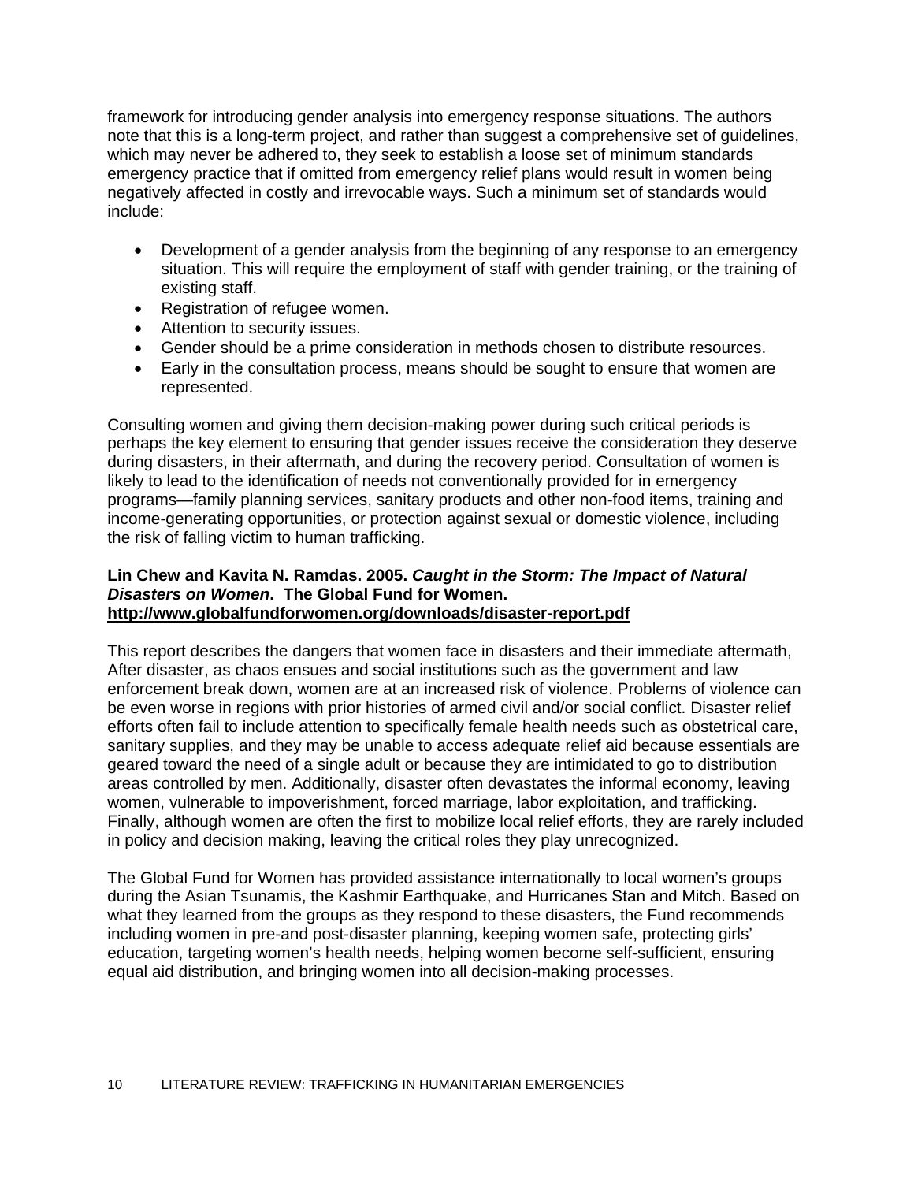framework for introducing gender analysis into emergency response situations. The authors note that this is a long-term project, and rather than suggest a comprehensive set of guidelines, which may never be adhered to, they seek to establish a loose set of minimum standards emergency practice that if omitted from emergency relief plans would result in women being negatively affected in costly and irrevocable ways. Such a minimum set of standards would include:

- Development of a gender analysis from the beginning of any response to an emergency situation. This will require the employment of staff with gender training, or the training of existing staff.
- Registration of refugee women.
- Attention to security issues.
- Gender should be a prime consideration in methods chosen to distribute resources.
- Early in the consultation process, means should be sought to ensure that women are represented.

Consulting women and giving them decision-making power during such critical periods is perhaps the key element to ensuring that gender issues receive the consideration they deserve during disasters, in their aftermath, and during the recovery period. Consultation of women is likely to lead to the identification of needs not conventionally provided for in emergency programs—family planning services, sanitary products and other non-food items, training and income-generating opportunities, or protection against sexual or domestic violence, including the risk of falling victim to human trafficking.

**Lin Chew and Kavita N. Ramdas. 2005. *Caught in the Storm: The Impact of Natural Disasters on Women*. The Global Fund for Women.**
**http://www.globalfundforwomen.org/downloads/disaster-report.pdf**

This report describes the dangers that women face in disasters and their immediate aftermath, After disaster, as chaos ensues and social institutions such as the government and law enforcement break down, women are at an increased risk of violence. Problems of violence can be even worse in regions with prior histories of armed civil and/or social conflict. Disaster relief efforts often fail to include attention to specifically female health needs such as obstetrical care, sanitary supplies, and they may be unable to access adequate relief aid because essentials are geared toward the need of a single adult or because they are intimidated to go to distribution areas controlled by men. Additionally, disaster often devastates the informal economy, leaving women, vulnerable to impoverishment, forced marriage, labor exploitation, and trafficking. Finally, although women are often the first to mobilize local relief efforts, they are rarely included in policy and decision making, leaving the critical roles they play unrecognized.

The Global Fund for Women has provided assistance internationally to local women's groups during the Asian Tsunamis, the Kashmir Earthquake, and Hurricanes Stan and Mitch. Based on what they learned from the groups as they respond to these disasters, the Fund recommends including women in pre-and post-disaster planning, keeping women safe, protecting girls' education, targeting women's health needs, helping women become self-sufficient, ensuring equal aid distribution, and bringing women into all decision-making processes.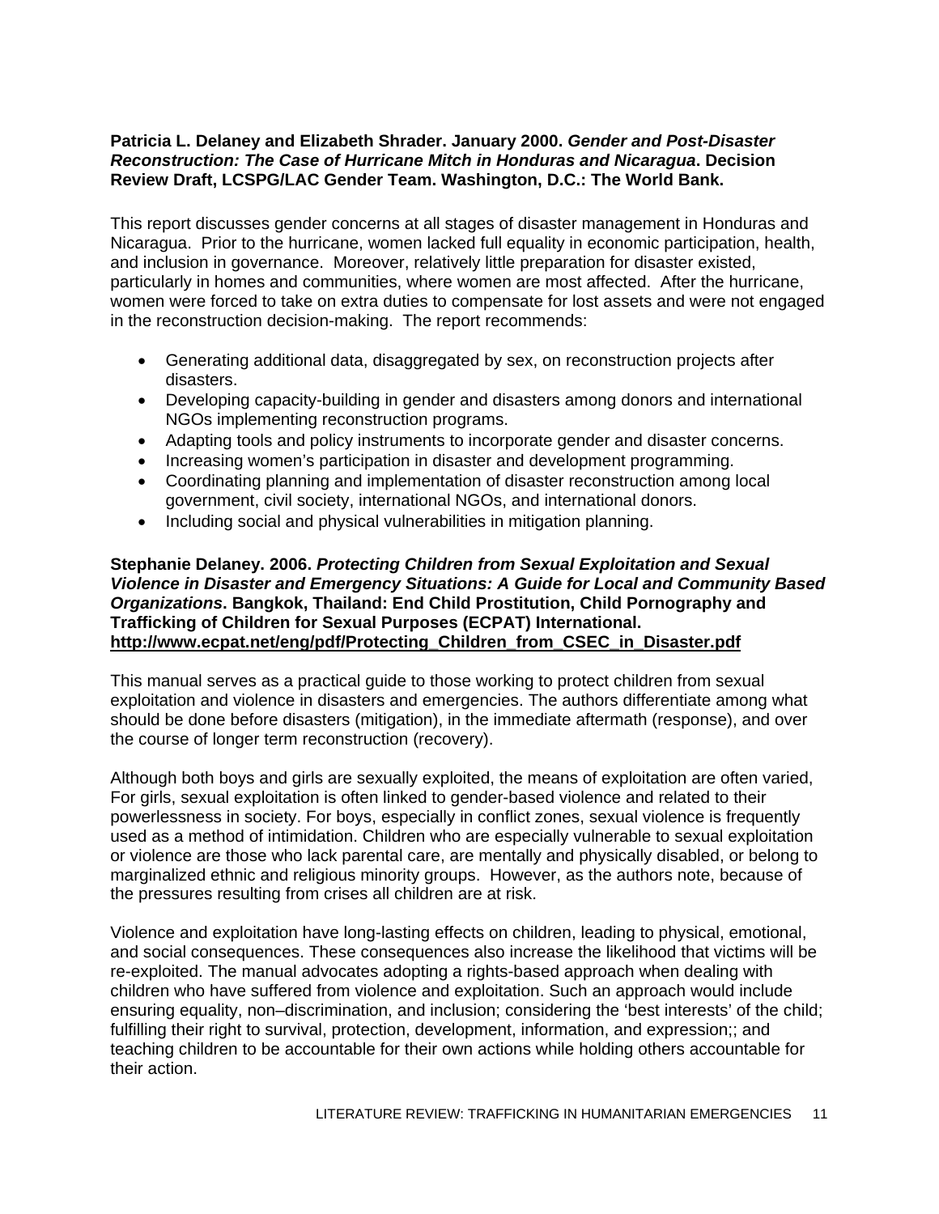**Patricia L. Delaney and Elizabeth Shrader. January 2000. *Gender and Post-Disaster Reconstruction: The Case of Hurricane Mitch in Honduras and Nicaragua*. Decision Review Draft, LCSPG/LAC Gender Team. Washington, D.C.: The World Bank.**

This report discusses gender concerns at all stages of disaster management in Honduras and Nicaragua. Prior to the hurricane, women lacked full equality in economic participation, health, and inclusion in governance. Moreover, relatively little preparation for disaster existed, particularly in homes and communities, where women are most affected. After the hurricane, women were forced to take on extra duties to compensate for lost assets and were not engaged in the reconstruction decision-making. The report recommends:

- Generating additional data, disaggregated by sex, on reconstruction projects after disasters.
- Developing capacity-building in gender and disasters among donors and international NGOs implementing reconstruction programs.
- Adapting tools and policy instruments to incorporate gender and disaster concerns.
- Increasing women's participation in disaster and development programming.
- Coordinating planning and implementation of disaster reconstruction among local government, civil society, international NGOs, and international donors.
- Including social and physical vulnerabilities in mitigation planning.

**Stephanie Delaney. 2006. *Protecting Children from Sexual Exploitation and Sexual Violence in Disaster and Emergency Situations: A Guide for Local and Community Based Organizations*. Bangkok, Thailand: End Child Prostitution, Child Pornography and Trafficking of Children for Sexual Purposes (ECPAT) International. http://www.ecpat.net/eng/pdf/Protecting_Children_from_CSEC_in_Disaster.pdf**

This manual serves as a practical guide to those working to protect children from sexual exploitation and violence in disasters and emergencies. The authors differentiate among what should be done before disasters (mitigation), in the immediate aftermath (response), and over the course of longer term reconstruction (recovery).

Although both boys and girls are sexually exploited, the means of exploitation are often varied, For girls, sexual exploitation is often linked to gender-based violence and related to their powerlessness in society. For boys, especially in conflict zones, sexual violence is frequently used as a method of intimidation. Children who are especially vulnerable to sexual exploitation or violence are those who lack parental care, are mentally and physically disabled, or belong to marginalized ethnic and religious minority groups. However, as the authors note, because of the pressures resulting from crises all children are at risk.

Violence and exploitation have long-lasting effects on children, leading to physical, emotional, and social consequences. These consequences also increase the likelihood that victims will be re-exploited. The manual advocates adopting a rights-based approach when dealing with children who have suffered from violence and exploitation. Such an approach would include ensuring equality, non–discrimination, and inclusion; considering the 'best interests' of the child; fulfilling their right to survival, protection, development, information, and expression;; and teaching children to be accountable for their own actions while holding others accountable for their action.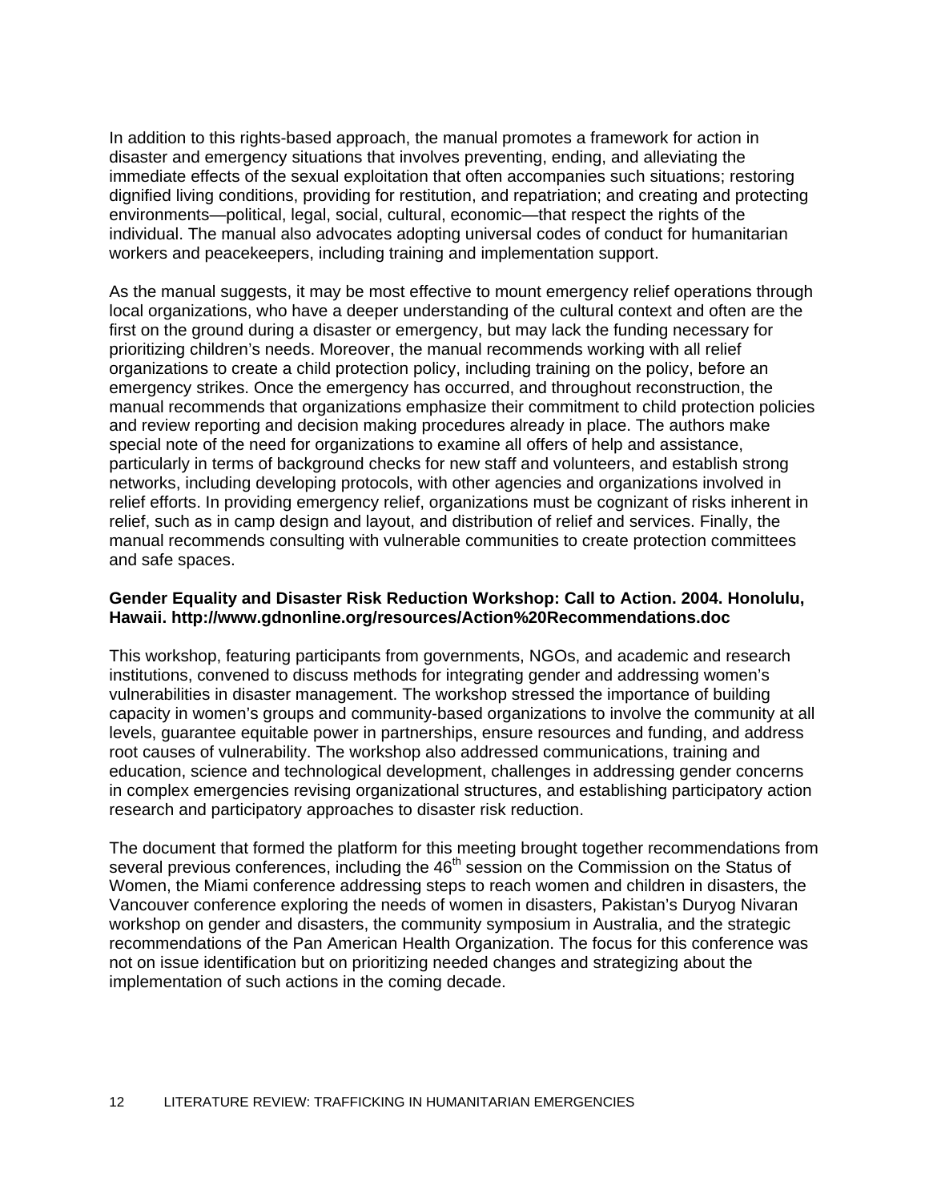In addition to this rights-based approach, the manual promotes a framework for action in disaster and emergency situations that involves preventing, ending, and alleviating the immediate effects of the sexual exploitation that often accompanies such situations; restoring dignified living conditions, providing for restitution, and repatriation; and creating and protecting environments—political, legal, social, cultural, economic—that respect the rights of the individual. The manual also advocates adopting universal codes of conduct for humanitarian workers and peacekeepers, including training and implementation support.

As the manual suggests, it may be most effective to mount emergency relief operations through local organizations, who have a deeper understanding of the cultural context and often are the first on the ground during a disaster or emergency, but may lack the funding necessary for prioritizing children's needs. Moreover, the manual recommends working with all relief organizations to create a child protection policy, including training on the policy, before an emergency strikes. Once the emergency has occurred, and throughout reconstruction, the manual recommends that organizations emphasize their commitment to child protection policies and review reporting and decision making procedures already in place. The authors make special note of the need for organizations to examine all offers of help and assistance, particularly in terms of background checks for new staff and volunteers, and establish strong networks, including developing protocols, with other agencies and organizations involved in relief efforts. In providing emergency relief, organizations must be cognizant of risks inherent in relief, such as in camp design and layout, and distribution of relief and services. Finally, the manual recommends consulting with vulnerable communities to create protection committees and safe spaces.

**Gender Equality and Disaster Risk Reduction Workshop: Call to Action. 2004. Honolulu, Hawaii. http://www.gdnonline.org/resources/Action%20Recommendations.doc**

This workshop, featuring participants from governments, NGOs, and academic and research institutions, convened to discuss methods for integrating gender and addressing women's vulnerabilities in disaster management. The workshop stressed the importance of building capacity in women's groups and community-based organizations to involve the community at all levels, guarantee equitable power in partnerships, ensure resources and funding, and address root causes of vulnerability. The workshop also addressed communications, training and education, science and technological development, challenges in addressing gender concerns in complex emergencies revising organizational structures, and establishing participatory action research and participatory approaches to disaster risk reduction.

The document that formed the platform for this meeting brought together recommendations from several previous conferences, including the 46th session on the Commission on the Status of Women, the Miami conference addressing steps to reach women and children in disasters, the Vancouver conference exploring the needs of women in disasters, Pakistan's Duryog Nivaran workshop on gender and disasters, the community symposium in Australia, and the strategic recommendations of the Pan American Health Organization. The focus for this conference was not on issue identification but on prioritizing needed changes and strategizing about the implementation of such actions in the coming decade.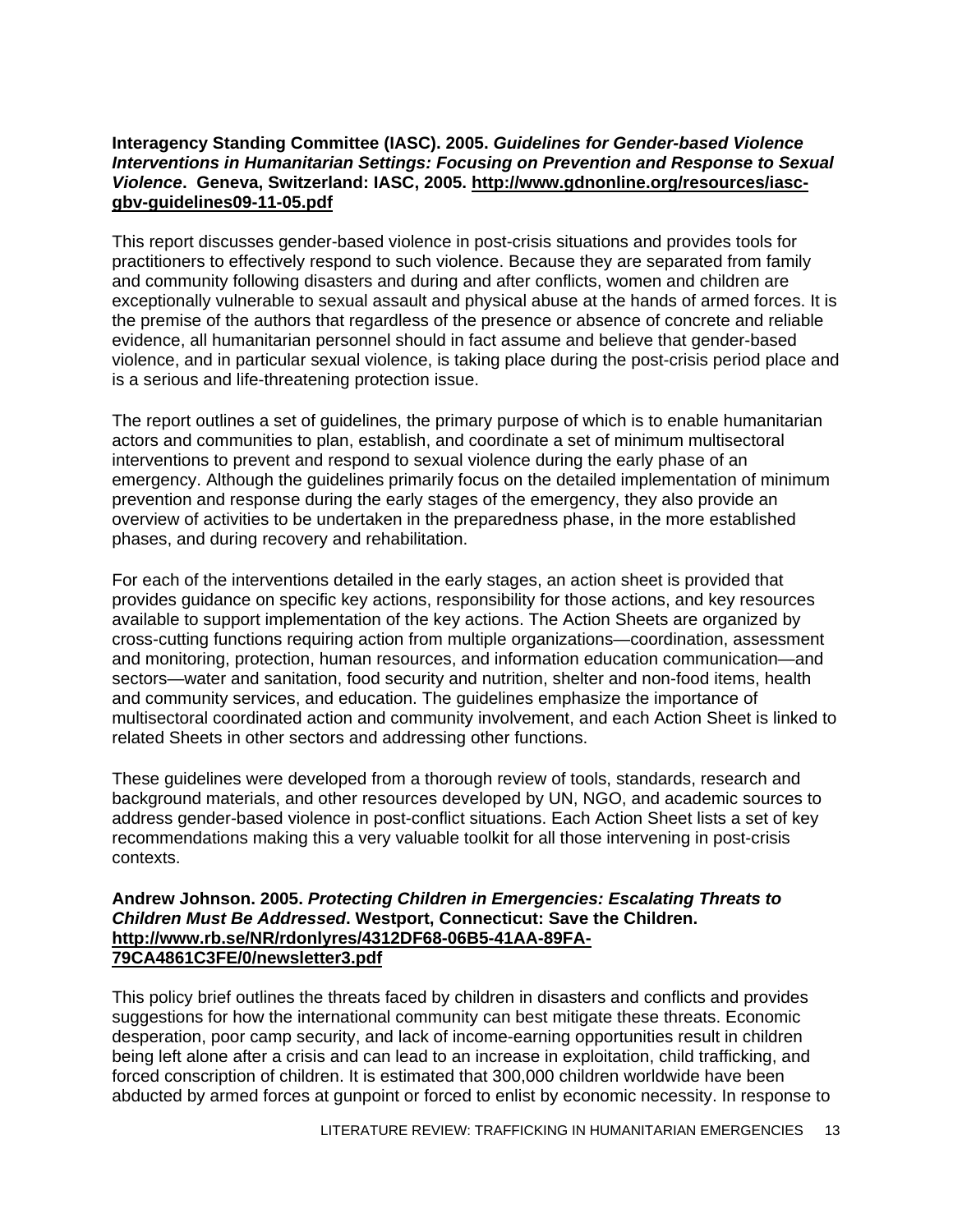**Interagency Standing Committee (IASC). 2005. *Guidelines for Gender-based Violence Interventions in Humanitarian Settings: Focusing on Prevention and Response to Sexual Violence*. Geneva, Switzerland: IASC, 2005. http://www.gdnonline.org/resources/iasc-gbv-guidelines09-11-05.pdf**

This report discusses gender-based violence in post-crisis situations and provides tools for practitioners to effectively respond to such violence. Because they are separated from family and community following disasters and during and after conflicts, women and children are exceptionally vulnerable to sexual assault and physical abuse at the hands of armed forces. It is the premise of the authors that regardless of the presence or absence of concrete and reliable evidence, all humanitarian personnel should in fact assume and believe that gender-based violence, and in particular sexual violence, is taking place during the post-crisis period place and is a serious and life-threatening protection issue.

The report outlines a set of guidelines, the primary purpose of which is to enable humanitarian actors and communities to plan, establish, and coordinate a set of minimum multisectoral interventions to prevent and respond to sexual violence during the early phase of an emergency. Although the guidelines primarily focus on the detailed implementation of minimum prevention and response during the early stages of the emergency, they also provide an overview of activities to be undertaken in the preparedness phase, in the more established phases, and during recovery and rehabilitation.

For each of the interventions detailed in the early stages, an action sheet is provided that provides guidance on specific key actions, responsibility for those actions, and key resources available to support implementation of the key actions. The Action Sheets are organized by cross-cutting functions requiring action from multiple organizations—coordination, assessment and monitoring, protection, human resources, and information education communication—and sectors—water and sanitation, food security and nutrition, shelter and non-food items, health and community services, and education. The guidelines emphasize the importance of multisectoral coordinated action and community involvement, and each Action Sheet is linked to related Sheets in other sectors and addressing other functions.

These guidelines were developed from a thorough review of tools, standards, research and background materials, and other resources developed by UN, NGO, and academic sources to address gender-based violence in post-conflict situations. Each Action Sheet lists a set of key recommendations making this a very valuable toolkit for all those intervening in post-crisis contexts.

**Andrew Johnson. 2005. *Protecting Children in Emergencies: Escalating Threats to Children Must Be Addressed*. Westport, Connecticut: Save the Children. http://www.rb.se/NR/rdonlyres/4312DF68-06B5-41AA-89FA-79CA4861C3FE/0/newsletter3.pdf**

This policy brief outlines the threats faced by children in disasters and conflicts and provides suggestions for how the international community can best mitigate these threats. Economic desperation, poor camp security, and lack of income-earning opportunities result in children being left alone after a crisis and can lead to an increase in exploitation, child trafficking, and forced conscription of children. It is estimated that 300,000 children worldwide have been abducted by armed forces at gunpoint or forced to enlist by economic necessity. In response to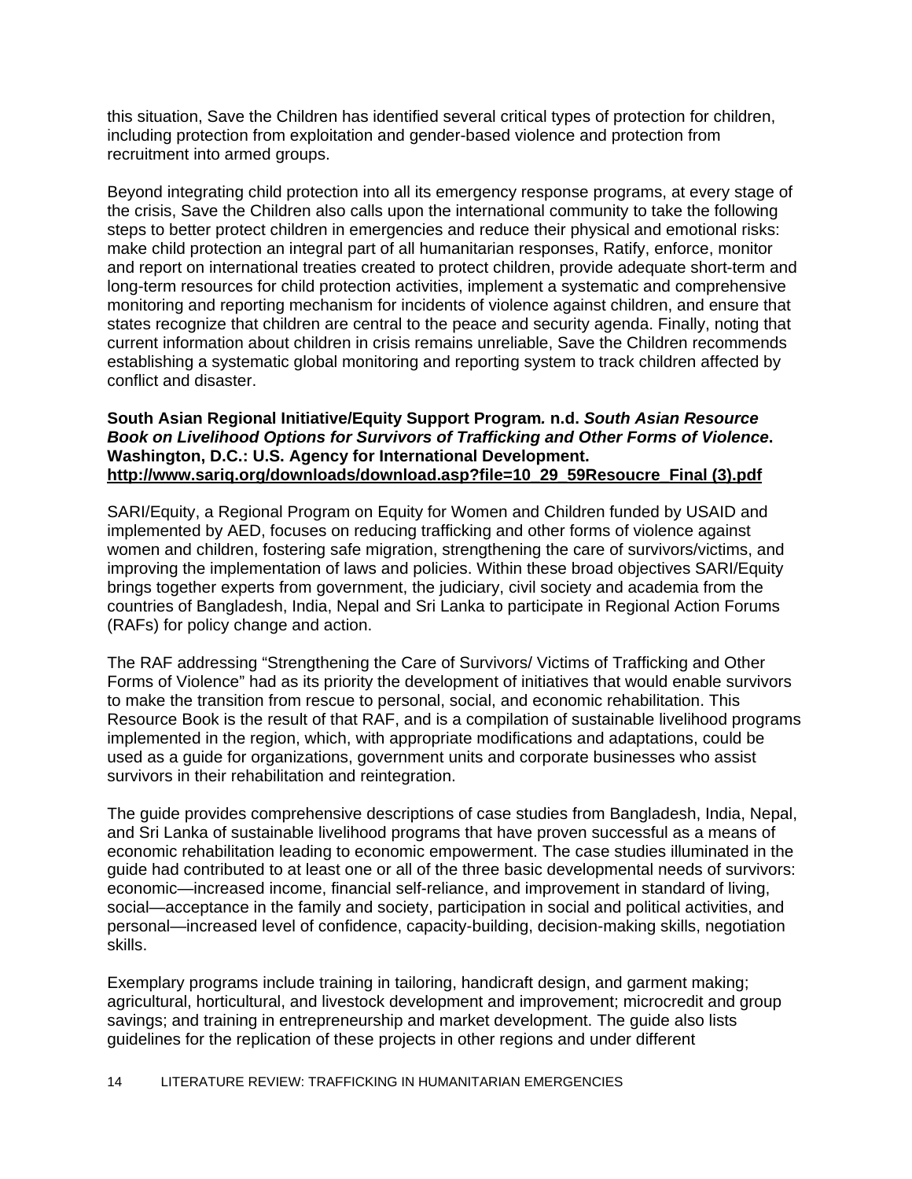this situation, Save the Children has identified several critical types of protection for children, including protection from exploitation and gender-based violence and protection from recruitment into armed groups.

Beyond integrating child protection into all its emergency response programs, at every stage of the crisis, Save the Children also calls upon the international community to take the following steps to better protect children in emergencies and reduce their physical and emotional risks: make child protection an integral part of all humanitarian responses, Ratify, enforce, monitor and report on international treaties created to protect children, provide adequate short-term and long-term resources for child protection activities, implement a systematic and comprehensive monitoring and reporting mechanism for incidents of violence against children, and ensure that states recognize that children are central to the peace and security agenda. Finally, noting that current information about children in crisis remains unreliable, Save the Children recommends establishing a systematic global monitoring and reporting system to track children affected by conflict and disaster.

**South Asian Regional Initiative/Equity Support Program. n.d. *South Asian Resource Book on Livelihood Options for Survivors of Trafficking and Other Forms of Violence*. Washington, D.C.: U.S. Agency for International Development. http://www.sariq.org/downloads/download.asp?file=10_29_59Resoucre_Final (3).pdf**

SARI/Equity, a Regional Program on Equity for Women and Children funded by USAID and implemented by AED, focuses on reducing trafficking and other forms of violence against women and children, fostering safe migration, strengthening the care of survivors/victims, and improving the implementation of laws and policies. Within these broad objectives SARI/Equity brings together experts from government, the judiciary, civil society and academia from the countries of Bangladesh, India, Nepal and Sri Lanka to participate in Regional Action Forums (RAFs) for policy change and action.

The RAF addressing "Strengthening the Care of Survivors/ Victims of Trafficking and Other Forms of Violence" had as its priority the development of initiatives that would enable survivors to make the transition from rescue to personal, social, and economic rehabilitation. This Resource Book is the result of that RAF, and is a compilation of sustainable livelihood programs implemented in the region, which, with appropriate modifications and adaptations, could be used as a guide for organizations, government units and corporate businesses who assist survivors in their rehabilitation and reintegration.

The guide provides comprehensive descriptions of case studies from Bangladesh, India, Nepal, and Sri Lanka of sustainable livelihood programs that have proven successful as a means of economic rehabilitation leading to economic empowerment. The case studies illuminated in the guide had contributed to at least one or all of the three basic developmental needs of survivors: economic—increased income, financial self-reliance, and improvement in standard of living, social—acceptance in the family and society, participation in social and political activities, and personal—increased level of confidence, capacity-building, decision-making skills, negotiation skills.

Exemplary programs include training in tailoring, handicraft design, and garment making; agricultural, horticultural, and livestock development and improvement; microcredit and group savings; and training in entrepreneurship and market development. The guide also lists guidelines for the replication of these projects in other regions and under different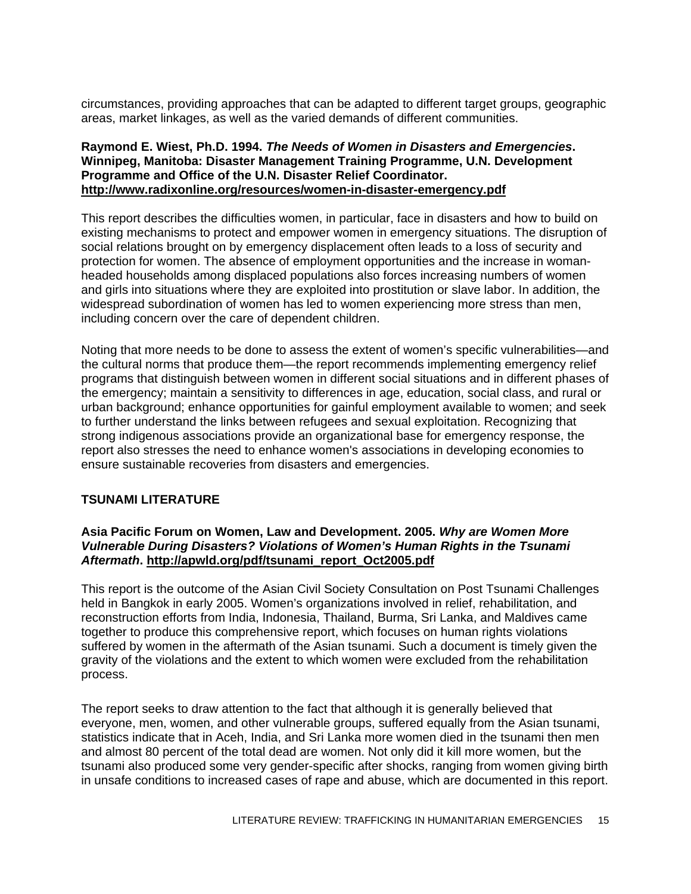circumstances, providing approaches that can be adapted to different target groups, geographic areas, market linkages, as well as the varied demands of different communities.

**Raymond E. Wiest, Ph.D. 1994. *The Needs of Women in Disasters and Emergencies*. Winnipeg, Manitoba: Disaster Management Training Programme, U.N. Development Programme and Office of the U.N. Disaster Relief Coordinator. http://www.radixonline.org/resources/women-in-disaster-emergency.pdf**

This report describes the difficulties women, in particular, face in disasters and how to build on existing mechanisms to protect and empower women in emergency situations. The disruption of social relations brought on by emergency displacement often leads to a loss of security and protection for women. The absence of employment opportunities and the increase in woman-headed households among displaced populations also forces increasing numbers of women and girls into situations where they are exploited into prostitution or slave labor. In addition, the widespread subordination of women has led to women experiencing more stress than men, including concern over the care of dependent children.

Noting that more needs to be done to assess the extent of women's specific vulnerabilities—and the cultural norms that produce them—the report recommends implementing emergency relief programs that distinguish between women in different social situations and in different phases of the emergency; maintain a sensitivity to differences in age, education, social class, and rural or urban background; enhance opportunities for gainful employment available to women; and seek to further understand the links between refugees and sexual exploitation. Recognizing that strong indigenous associations provide an organizational base for emergency response, the report also stresses the need to enhance women's associations in developing economies to ensure sustainable recoveries from disasters and emergencies.

## TSUNAMI LITERATURE

**Asia Pacific Forum on Women, Law and Development. 2005. *Why are Women More Vulnerable During Disasters? Violations of Women's Human Rights in the Tsunami Aftermath*. http://apwld.org/pdf/tsunami_report_Oct2005.pdf**

This report is the outcome of the Asian Civil Society Consultation on Post Tsunami Challenges held in Bangkok in early 2005. Women's organizations involved in relief, rehabilitation, and reconstruction efforts from India, Indonesia, Thailand, Burma, Sri Lanka, and Maldives came together to produce this comprehensive report, which focuses on human rights violations suffered by women in the aftermath of the Asian tsunami. Such a document is timely given the gravity of the violations and the extent to which women were excluded from the rehabilitation process.

The report seeks to draw attention to the fact that although it is generally believed that everyone, men, women, and other vulnerable groups, suffered equally from the Asian tsunami, statistics indicate that in Aceh, India, and Sri Lanka more women died in the tsunami then men and almost 80 percent of the total dead are women. Not only did it kill more women, but the tsunami also produced some very gender-specific after shocks, ranging from women giving birth in unsafe conditions to increased cases of rape and abuse, which are documented in this report.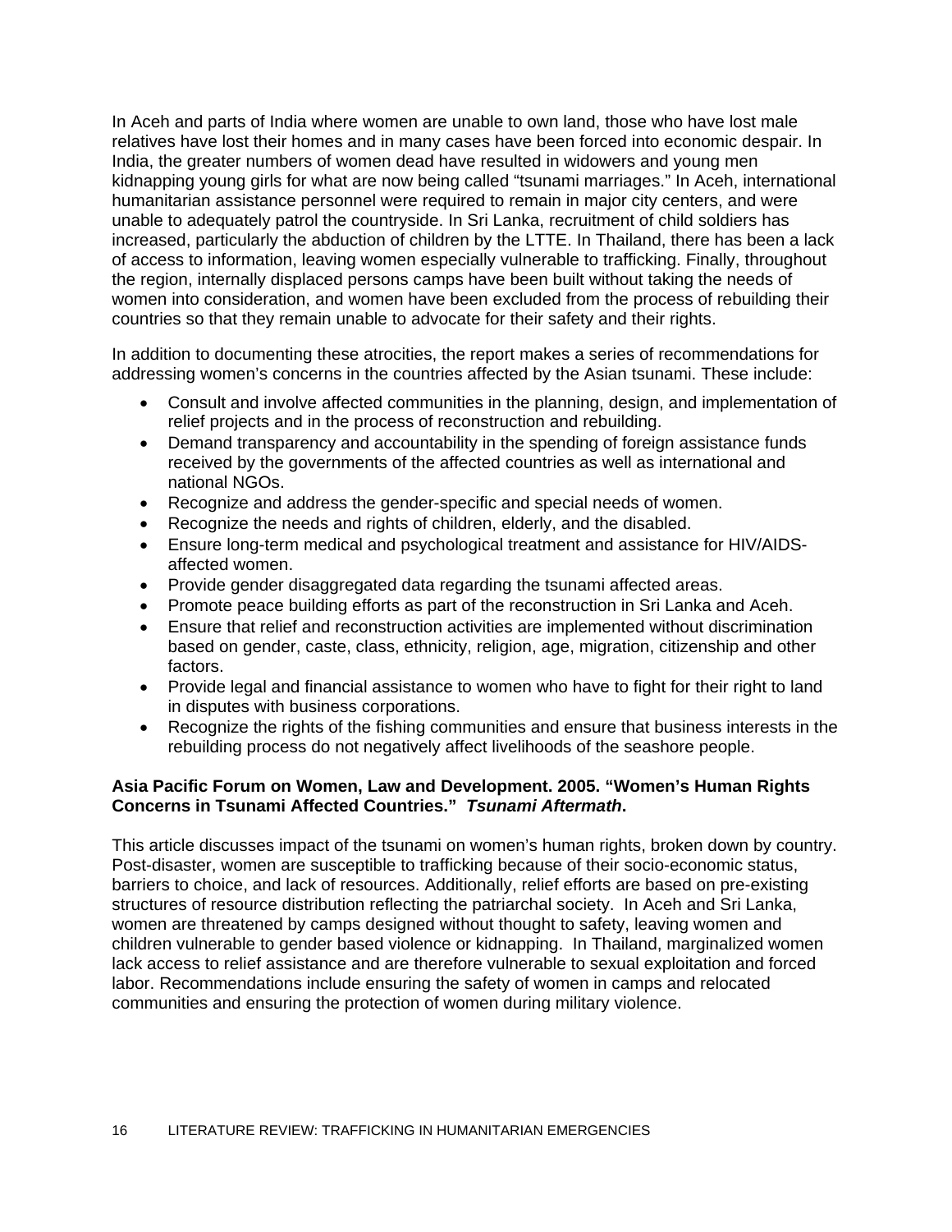In Aceh and parts of India where women are unable to own land, those who have lost male relatives have lost their homes and in many cases have been forced into economic despair. In India, the greater numbers of women dead have resulted in widowers and young men kidnapping young girls for what are now being called "tsunami marriages." In Aceh, international humanitarian assistance personnel were required to remain in major city centers, and were unable to adequately patrol the countryside. In Sri Lanka, recruitment of child soldiers has increased, particularly the abduction of children by the LTTE. In Thailand, there has been a lack of access to information, leaving women especially vulnerable to trafficking. Finally, throughout the region, internally displaced persons camps have been built without taking the needs of women into consideration, and women have been excluded from the process of rebuilding their countries so that they remain unable to advocate for their safety and their rights.

In addition to documenting these atrocities, the report makes a series of recommendations for addressing women's concerns in the countries affected by the Asian tsunami. These include:

- Consult and involve affected communities in the planning, design, and implementation of relief projects and in the process of reconstruction and rebuilding.
- Demand transparency and accountability in the spending of foreign assistance funds received by the governments of the affected countries as well as international and national NGOs.
- Recognize and address the gender-specific and special needs of women.
- Recognize the needs and rights of children, elderly, and the disabled.
- Ensure long-term medical and psychological treatment and assistance for HIV/AIDS-affected women.
- Provide gender disaggregated data regarding the tsunami affected areas.
- Promote peace building efforts as part of the reconstruction in Sri Lanka and Aceh.
- Ensure that relief and reconstruction activities are implemented without discrimination based on gender, caste, class, ethnicity, religion, age, migration, citizenship and other factors.
- Provide legal and financial assistance to women who have to fight for their right to land in disputes with business corporations.
- Recognize the rights of the fishing communities and ensure that business interests in the rebuilding process do not negatively affect livelihoods of the seashore people.

**Asia Pacific Forum on Women, Law and Development. 2005. "Women's Human Rights Concerns in Tsunami Affected Countries."** ***Tsunami Aftermath*****.**

This article discusses impact of the tsunami on women's human rights, broken down by country. Post-disaster, women are susceptible to trafficking because of their socio-economic status, barriers to choice, and lack of resources. Additionally, relief efforts are based on pre-existing structures of resource distribution reflecting the patriarchal society. In Aceh and Sri Lanka, women are threatened by camps designed without thought to safety, leaving women and children vulnerable to gender based violence or kidnapping. In Thailand, marginalized women lack access to relief assistance and are therefore vulnerable to sexual exploitation and forced labor. Recommendations include ensuring the safety of women in camps and relocated communities and ensuring the protection of women during military violence.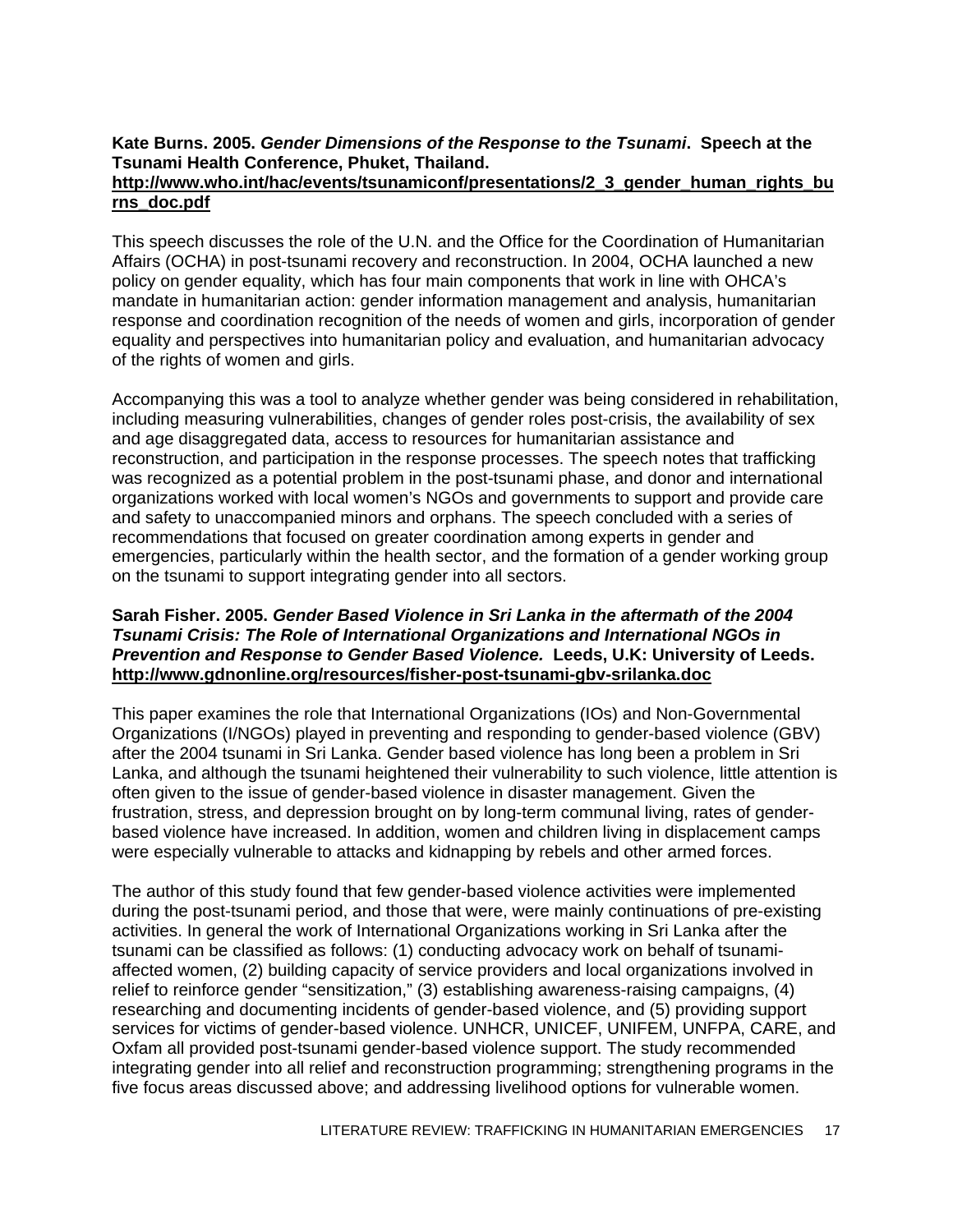**Kate Burns. 2005. *Gender Dimensions of the Response to the Tsunami*. Speech at the Tsunami Health Conference, Phuket, Thailand.**
**http://www.who.int/hac/events/tsunamiconf/presentations/2_3_gender_human_rights_burns_doc.pdf**

This speech discusses the role of the U.N. and the Office for the Coordination of Humanitarian Affairs (OCHA) in post-tsunami recovery and reconstruction. In 2004, OCHA launched a new policy on gender equality, which has four main components that work in line with OHCA's mandate in humanitarian action: gender information management and analysis, humanitarian response and coordination recognition of the needs of women and girls, incorporation of gender equality and perspectives into humanitarian policy and evaluation, and humanitarian advocacy of the rights of women and girls.

Accompanying this was a tool to analyze whether gender was being considered in rehabilitation, including measuring vulnerabilities, changes of gender roles post-crisis, the availability of sex and age disaggregated data, access to resources for humanitarian assistance and reconstruction, and participation in the response processes. The speech notes that trafficking was recognized as a potential problem in the post-tsunami phase, and donor and international organizations worked with local women's NGOs and governments to support and provide care and safety to unaccompanied minors and orphans. The speech concluded with a series of recommendations that focused on greater coordination among experts in gender and emergencies, particularly within the health sector, and the formation of a gender working group on the tsunami to support integrating gender into all sectors.

**Sarah Fisher. 2005. *Gender Based Violence in Sri Lanka in the aftermath of the 2004 Tsunami Crisis: The Role of International Organizations and International NGOs in Prevention and Response to Gender Based Violence.* Leeds, U.K: University of Leeds.**
**http://www.gdnonline.org/resources/fisher-post-tsunami-gbv-srilanka.doc**

This paper examines the role that International Organizations (IOs) and Non-Governmental Organizations (I/NGOs) played in preventing and responding to gender-based violence (GBV) after the 2004 tsunami in Sri Lanka. Gender based violence has long been a problem in Sri Lanka, and although the tsunami heightened their vulnerability to such violence, little attention is often given to the issue of gender-based violence in disaster management. Given the frustration, stress, and depression brought on by long-term communal living, rates of gender-based violence have increased. In addition, women and children living in displacement camps were especially vulnerable to attacks and kidnapping by rebels and other armed forces.

The author of this study found that few gender-based violence activities were implemented during the post-tsunami period, and those that were, were mainly continuations of pre-existing activities. In general the work of International Organizations working in Sri Lanka after the tsunami can be classified as follows: (1) conducting advocacy work on behalf of tsunami-affected women, (2) building capacity of service providers and local organizations involved in relief to reinforce gender "sensitization," (3) establishing awareness-raising campaigns, (4) researching and documenting incidents of gender-based violence, and (5) providing support services for victims of gender-based violence. UNHCR, UNICEF, UNIFEM, UNFPA, CARE, and Oxfam all provided post-tsunami gender-based violence support. The study recommended integrating gender into all relief and reconstruction programming; strengthening programs in the five focus areas discussed above; and addressing livelihood options for vulnerable women.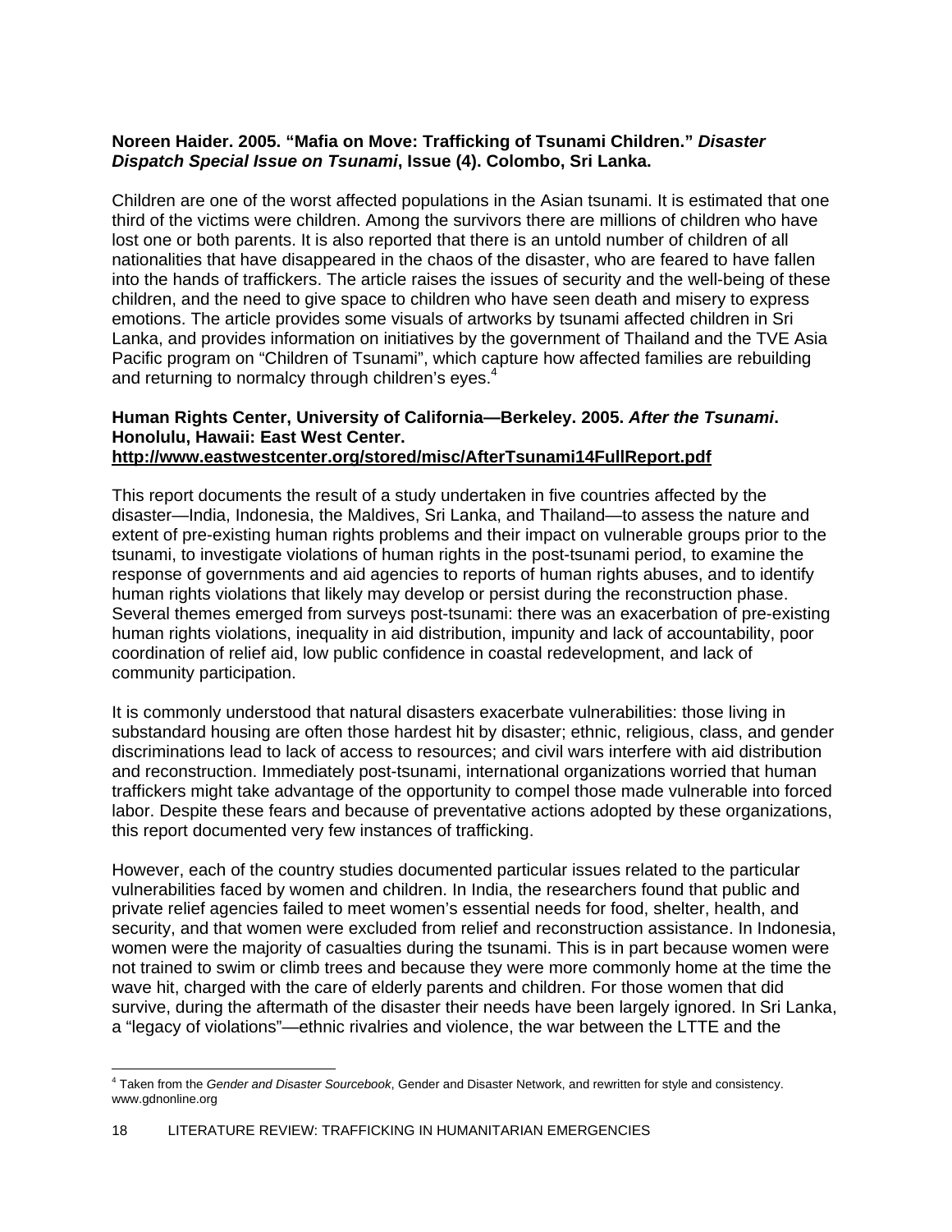**Noreen Haider. 2005. "Mafia on Move: Trafficking of Tsunami Children."** ***Disaster Dispatch Special Issue on Tsunami*****, Issue (4). Colombo, Sri Lanka.**

Children are one of the worst affected populations in the Asian tsunami. It is estimated that one third of the victims were children. Among the survivors there are millions of children who have lost one or both parents. It is also reported that there is an untold number of children of all nationalities that have disappeared in the chaos of the disaster, who are feared to have fallen into the hands of traffickers. The article raises the issues of security and the well-being of these children, and the need to give space to children who have seen death and misery to express emotions. The article provides some visuals of artworks by tsunami affected children in Sri Lanka, and provides information on initiatives by the government of Thailand and the TVE Asia Pacific program on "Children of Tsunami", which capture how affected families are rebuilding and returning to normalcy through children's eyes.[4]

**Human Rights Center, University of California—Berkeley. 2005.** ***After the Tsunami*****. Honolulu, Hawaii: East West Center.**
**http://www.eastwestcenter.org/stored/misc/AfterTsunami14FullReport.pdf**

This report documents the result of a study undertaken in five countries affected by the disaster—India, Indonesia, the Maldives, Sri Lanka, and Thailand—to assess the nature and extent of pre-existing human rights problems and their impact on vulnerable groups prior to the tsunami, to investigate violations of human rights in the post-tsunami period, to examine the response of governments and aid agencies to reports of human rights abuses, and to identify human rights violations that likely may develop or persist during the reconstruction phase. Several themes emerged from surveys post-tsunami: there was an exacerbation of pre-existing human rights violations, inequality in aid distribution, impunity and lack of accountability, poor coordination of relief aid, low public confidence in coastal redevelopment, and lack of community participation.

It is commonly understood that natural disasters exacerbate vulnerabilities: those living in substandard housing are often those hardest hit by disaster; ethnic, religious, class, and gender discriminations lead to lack of access to resources; and civil wars interfere with aid distribution and reconstruction. Immediately post-tsunami, international organizations worried that human traffickers might take advantage of the opportunity to compel those made vulnerable into forced labor. Despite these fears and because of preventative actions adopted by these organizations, this report documented very few instances of trafficking.

However, each of the country studies documented particular issues related to the particular vulnerabilities faced by women and children. In India, the researchers found that public and private relief agencies failed to meet women's essential needs for food, shelter, health, and security, and that women were excluded from relief and reconstruction assistance. In Indonesia, women were the majority of casualties during the tsunami. This is in part because women were not trained to swim or climb trees and because they were more commonly home at the time the wave hit, charged with the care of elderly parents and children. For those women that did survive, during the aftermath of the disaster their needs have been largely ignored. In Sri Lanka, a "legacy of violations"—ethnic rivalries and violence, the war between the LTTE and the

[4] Taken from the *Gender and Disaster Sourcebook*, Gender and Disaster Network, and rewritten for style and consistency. www.gdnonline.org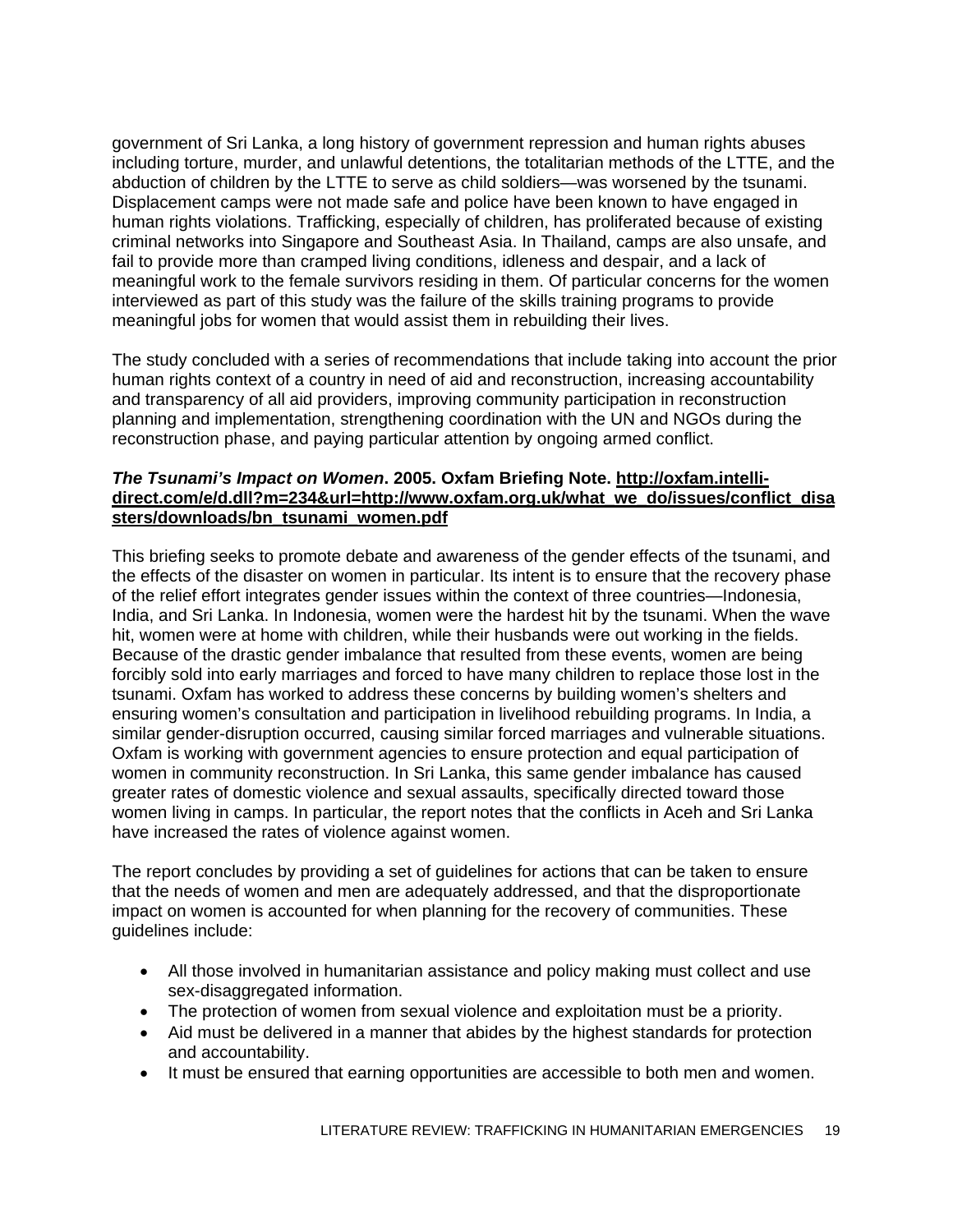government of Sri Lanka, a long history of government repression and human rights abuses including torture, murder, and unlawful detentions, the totalitarian methods of the LTTE, and the abduction of children by the LTTE to serve as child soldiers—was worsened by the tsunami. Displacement camps were not made safe and police have been known to have engaged in human rights violations. Trafficking, especially of children, has proliferated because of existing criminal networks into Singapore and Southeast Asia. In Thailand, camps are also unsafe, and fail to provide more than cramped living conditions, idleness and despair, and a lack of meaningful work to the female survivors residing in them. Of particular concerns for the women interviewed as part of this study was the failure of the skills training programs to provide meaningful jobs for women that would assist them in rebuilding their lives.

The study concluded with a series of recommendations that include taking into account the prior human rights context of a country in need of aid and reconstruction, increasing accountability and transparency of all aid providers, improving community participation in reconstruction planning and implementation, strengthening coordination with the UN and NGOs during the reconstruction phase, and paying particular attention by ongoing armed conflict.

***The Tsunami's Impact on Women*. 2005. Oxfam Briefing Note. http://oxfam.intelli-direct.com/e/d.dll?m=234&url=http://www.oxfam.org.uk/what_we_do/issues/conflict_disasters/downloads/bn_tsunami_women.pdf**

This briefing seeks to promote debate and awareness of the gender effects of the tsunami, and the effects of the disaster on women in particular. Its intent is to ensure that the recovery phase of the relief effort integrates gender issues within the context of three countries—Indonesia, India, and Sri Lanka. In Indonesia, women were the hardest hit by the tsunami. When the wave hit, women were at home with children, while their husbands were out working in the fields. Because of the drastic gender imbalance that resulted from these events, women are being forcibly sold into early marriages and forced to have many children to replace those lost in the tsunami. Oxfam has worked to address these concerns by building women's shelters and ensuring women's consultation and participation in livelihood rebuilding programs. In India, a similar gender-disruption occurred, causing similar forced marriages and vulnerable situations. Oxfam is working with government agencies to ensure protection and equal participation of women in community reconstruction. In Sri Lanka, this same gender imbalance has caused greater rates of domestic violence and sexual assaults, specifically directed toward those women living in camps. In particular, the report notes that the conflicts in Aceh and Sri Lanka have increased the rates of violence against women.

The report concludes by providing a set of guidelines for actions that can be taken to ensure that the needs of women and men are adequately addressed, and that the disproportionate impact on women is accounted for when planning for the recovery of communities. These guidelines include:

- All those involved in humanitarian assistance and policy making must collect and use sex-disaggregated information.
- The protection of women from sexual violence and exploitation must be a priority.
- Aid must be delivered in a manner that abides by the highest standards for protection and accountability.
- It must be ensured that earning opportunities are accessible to both men and women.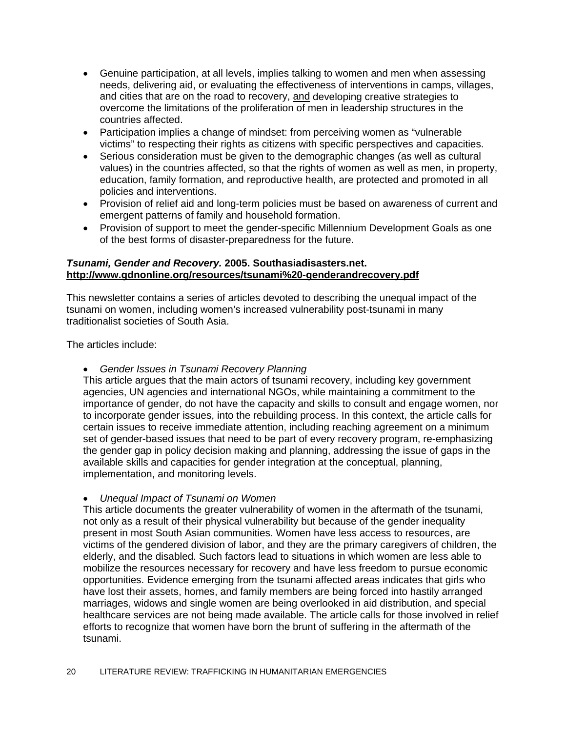- Genuine participation, at all levels, implies talking to women and men when assessing needs, delivering aid, or evaluating the effectiveness of interventions in camps, villages, and cities that are on the road to recovery, <u>and</u> developing creative strategies to overcome the limitations of the proliferation of men in leadership structures in the countries affected.
- Participation implies a change of mindset: from perceiving women as "vulnerable victims" to respecting their rights as citizens with specific perspectives and capacities.
- Serious consideration must be given to the demographic changes (as well as cultural values) in the countries affected, so that the rights of women as well as men, in property, education, family formation, and reproductive health, are protected and promoted in all policies and interventions.
- Provision of relief aid and long-term policies must be based on awareness of current and emergent patterns of family and household formation.
- Provision of support to meet the gender-specific Millennium Development Goals as one of the best forms of disaster-preparedness for the future.

***Tsunami, Gender and Recovery.* 2005. Southasiadisasters.net.**
**<u>http://www.gdnonline.org/resources/tsunami%20-genderandrecovery.pdf</u>**

This newsletter contains a series of articles devoted to describing the unequal impact of the tsunami on women, including women's increased vulnerability post-tsunami in many traditionalist societies of South Asia.

The articles include:

- *Gender Issues in Tsunami Recovery Planning*

This article argues that the main actors of tsunami recovery, including key government agencies, UN agencies and international NGOs, while maintaining a commitment to the importance of gender, do not have the capacity and skills to consult and engage women, nor to incorporate gender issues, into the rebuilding process. In this context, the article calls for certain issues to receive immediate attention, including reaching agreement on a minimum set of gender-based issues that need to be part of every recovery program, re-emphasizing the gender gap in policy decision making and planning, addressing the issue of gaps in the available skills and capacities for gender integration at the conceptual, planning, implementation, and monitoring levels.

- *Unequal Impact of Tsunami on Women*

This article documents the greater vulnerability of women in the aftermath of the tsunami, not only as a result of their physical vulnerability but because of the gender inequality present in most South Asian communities. Women have less access to resources, are victims of the gendered division of labor, and they are the primary caregivers of children, the elderly, and the disabled. Such factors lead to situations in which women are less able to mobilize the resources necessary for recovery and have less freedom to pursue economic opportunities. Evidence emerging from the tsunami affected areas indicates that girls who have lost their assets, homes, and family members are being forced into hastily arranged marriages, widows and single women are being overlooked in aid distribution, and special healthcare services are not being made available. The article calls for those involved in relief efforts to recognize that women have born the brunt of suffering in the aftermath of the tsunami.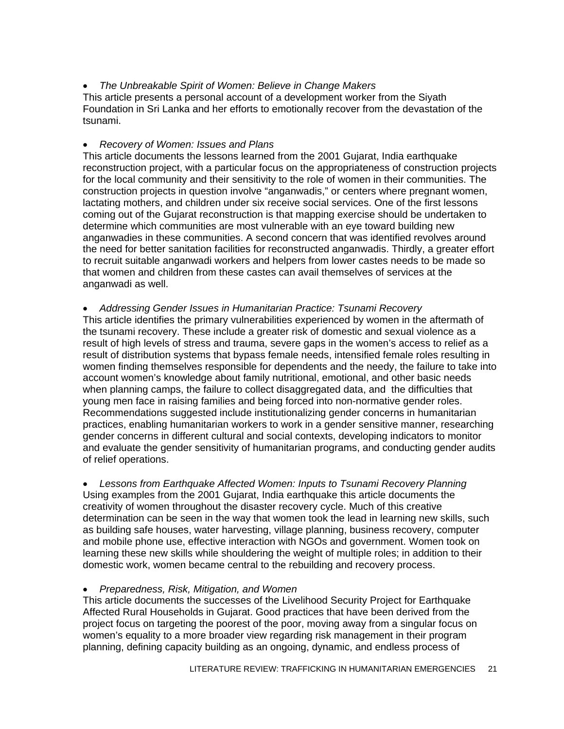- *The Unbreakable Spirit of Women: Believe in Change Makers*

This article presents a personal account of a development worker from the Siyath Foundation in Sri Lanka and her efforts to emotionally recover from the devastation of the tsunami.

- *Recovery of Women: Issues and Plans*

This article documents the lessons learned from the 2001 Gujarat, India earthquake reconstruction project, with a particular focus on the appropriateness of construction projects for the local community and their sensitivity to the role of women in their communities. The construction projects in question involve "anganwadis," or centers where pregnant women, lactating mothers, and children under six receive social services. One of the first lessons coming out of the Gujarat reconstruction is that mapping exercise should be undertaken to determine which communities are most vulnerable with an eye toward building new anganwadies in these communities. A second concern that was identified revolves around the need for better sanitation facilities for reconstructed anganwadis. Thirdly, a greater effort to recruit suitable anganwadi workers and helpers from lower castes needs to be made so that women and children from these castes can avail themselves of services at the anganwadi as well.

- *Addressing Gender Issues in Humanitarian Practice: Tsunami Recovery*

This article identifies the primary vulnerabilities experienced by women in the aftermath of the tsunami recovery. These include a greater risk of domestic and sexual violence as a result of high levels of stress and trauma, severe gaps in the women's access to relief as a result of distribution systems that bypass female needs, intensified female roles resulting in women finding themselves responsible for dependents and the needy, the failure to take into account women's knowledge about family nutritional, emotional, and other basic needs when planning camps, the failure to collect disaggregated data, and the difficulties that young men face in raising families and being forced into non-normative gender roles. Recommendations suggested include institutionalizing gender concerns in humanitarian practices, enabling humanitarian workers to work in a gender sensitive manner, researching gender concerns in different cultural and social contexts, developing indicators to monitor and evaluate the gender sensitivity of humanitarian programs, and conducting gender audits of relief operations.

- *Lessons from Earthquake Affected Women: Inputs to Tsunami Recovery Planning*

Using examples from the 2001 Gujarat, India earthquake this article documents the creativity of women throughout the disaster recovery cycle. Much of this creative determination can be seen in the way that women took the lead in learning new skills, such as building safe houses, water harvesting, village planning, business recovery, computer and mobile phone use, effective interaction with NGOs and government. Women took on learning these new skills while shouldering the weight of multiple roles; in addition to their domestic work, women became central to the rebuilding and recovery process.

- *Preparedness, Risk, Mitigation, and Women*

This article documents the successes of the Livelihood Security Project for Earthquake Affected Rural Households in Gujarat. Good practices that have been derived from the project focus on targeting the poorest of the poor, moving away from a singular focus on women's equality to a more broader view regarding risk management in their program planning, defining capacity building as an ongoing, dynamic, and endless process of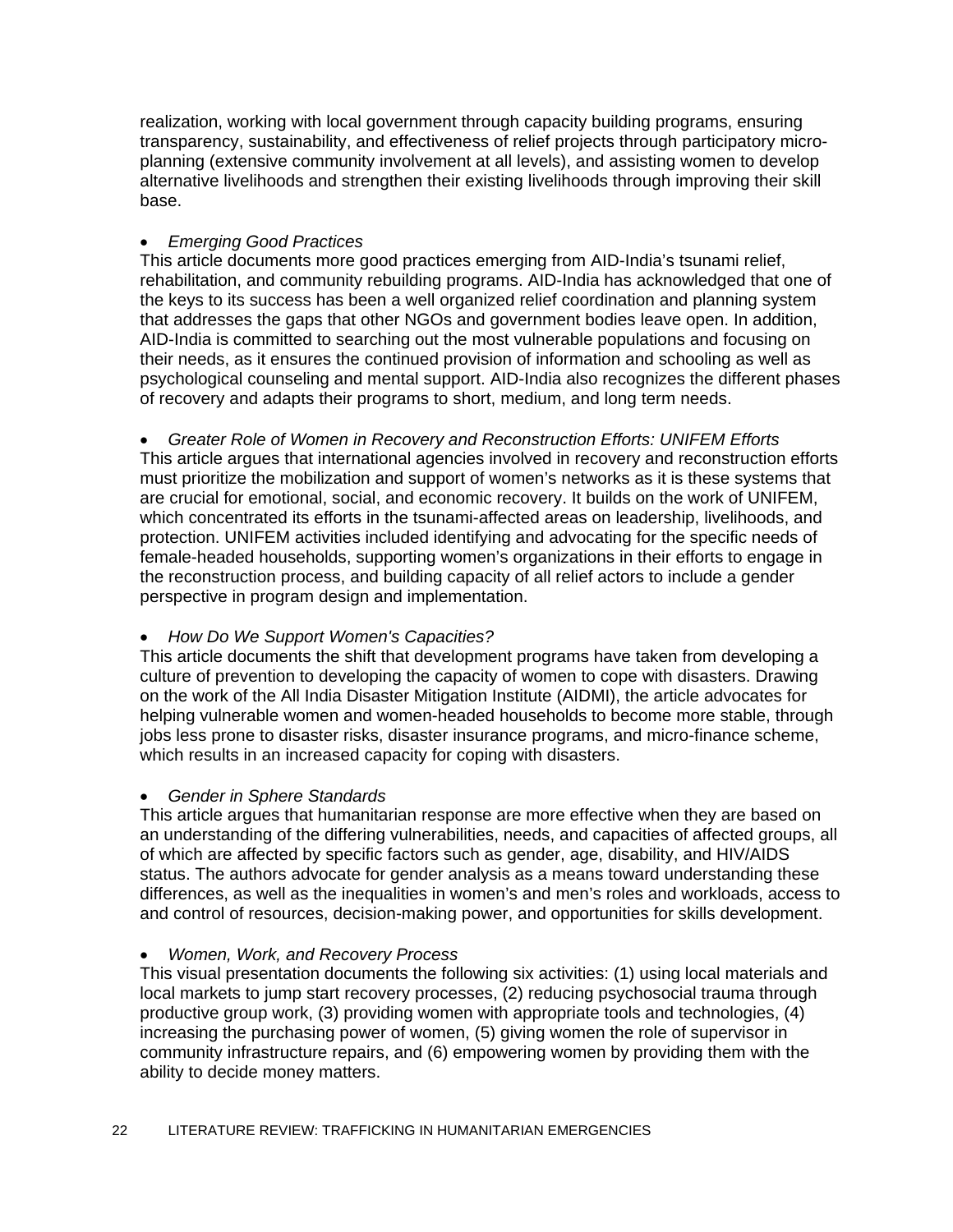realization, working with local government through capacity building programs, ensuring transparency, sustainability, and effectiveness of relief projects through participatory micro-planning (extensive community involvement at all levels), and assisting women to develop alternative livelihoods and strengthen their existing livelihoods through improving their skill base.

- *Emerging Good Practices*

This article documents more good practices emerging from AID-India's tsunami relief, rehabilitation, and community rebuilding programs. AID-India has acknowledged that one of the keys to its success has been a well organized relief coordination and planning system that addresses the gaps that other NGOs and government bodies leave open. In addition, AID-India is committed to searching out the most vulnerable populations and focusing on their needs, as it ensures the continued provision of information and schooling as well as psychological counseling and mental support. AID-India also recognizes the different phases of recovery and adapts their programs to short, medium, and long term needs.

- *Greater Role of Women in Recovery and Reconstruction Efforts: UNIFEM Efforts*

This article argues that international agencies involved in recovery and reconstruction efforts must prioritize the mobilization and support of women's networks as it is these systems that are crucial for emotional, social, and economic recovery. It builds on the work of UNIFEM, which concentrated its efforts in the tsunami-affected areas on leadership, livelihoods, and protection. UNIFEM activities included identifying and advocating for the specific needs of female-headed households, supporting women's organizations in their efforts to engage in the reconstruction process, and building capacity of all relief actors to include a gender perspective in program design and implementation.

- *How Do We Support Women's Capacities?*

This article documents the shift that development programs have taken from developing a culture of prevention to developing the capacity of women to cope with disasters. Drawing on the work of the All India Disaster Mitigation Institute (AIDMI), the article advocates for helping vulnerable women and women-headed households to become more stable, through jobs less prone to disaster risks, disaster insurance programs, and micro-finance scheme, which results in an increased capacity for coping with disasters.

- *Gender in Sphere Standards*

This article argues that humanitarian response are more effective when they are based on an understanding of the differing vulnerabilities, needs, and capacities of affected groups, all of which are affected by specific factors such as gender, age, disability, and HIV/AIDS status. The authors advocate for gender analysis as a means toward understanding these differences, as well as the inequalities in women's and men's roles and workloads, access to and control of resources, decision-making power, and opportunities for skills development.

- *Women, Work, and Recovery Process*

This visual presentation documents the following six activities: (1) using local materials and local markets to jump start recovery processes, (2) reducing psychosocial trauma through productive group work, (3) providing women with appropriate tools and technologies, (4) increasing the purchasing power of women, (5) giving women the role of supervisor in community infrastructure repairs, and (6) empowering women by providing them with the ability to decide money matters.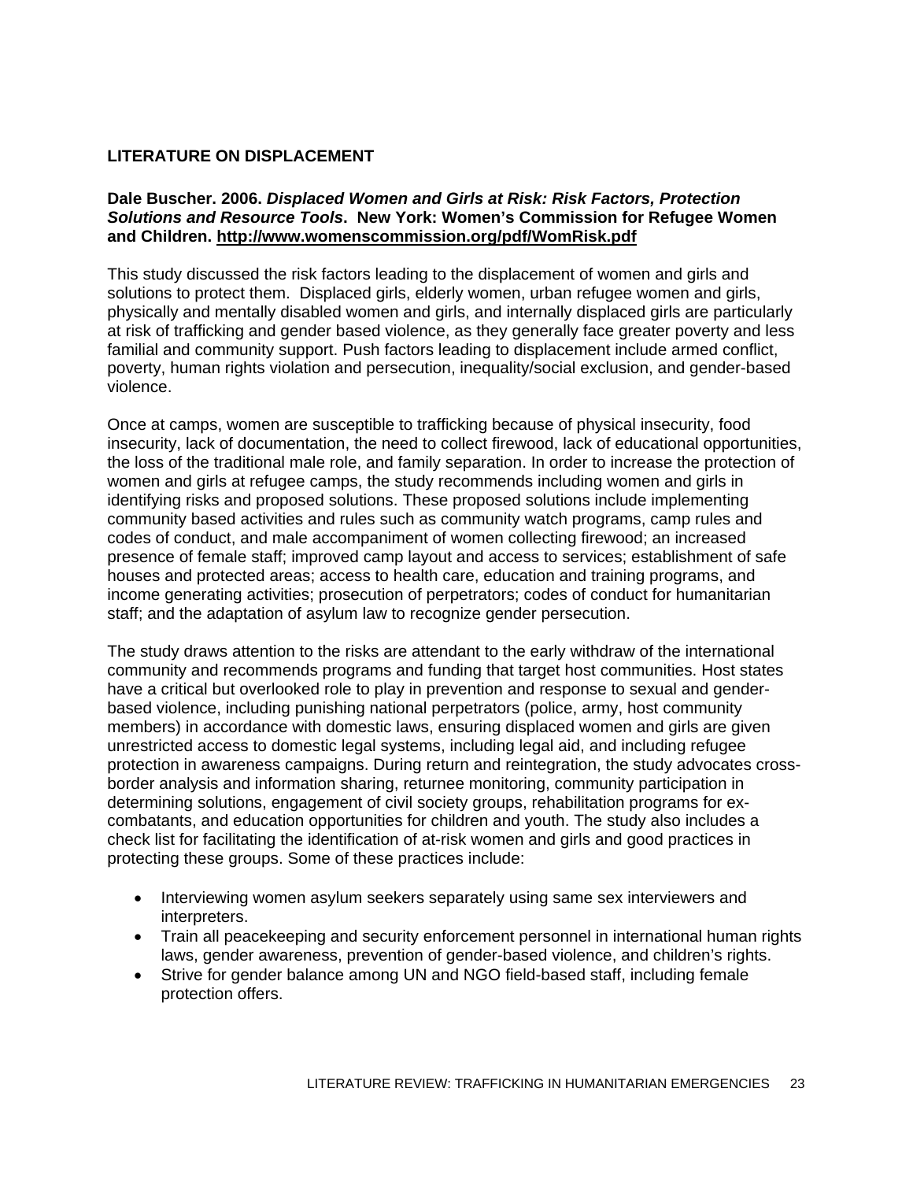## LITERATURE ON DISPLACEMENT

**Dale Buscher. 2006. *Displaced Women and Girls at Risk: Risk Factors, Protection Solutions and Resource Tools*. New York: Women's Commission for Refugee Women and Children. http://www.womenscommission.org/pdf/WomRisk.pdf**

This study discussed the risk factors leading to the displacement of women and girls and solutions to protect them. Displaced girls, elderly women, urban refugee women and girls, physically and mentally disabled women and girls, and internally displaced girls are particularly at risk of trafficking and gender based violence, as they generally face greater poverty and less familial and community support. Push factors leading to displacement include armed conflict, poverty, human rights violation and persecution, inequality/social exclusion, and gender-based violence.

Once at camps, women are susceptible to trafficking because of physical insecurity, food insecurity, lack of documentation, the need to collect firewood, lack of educational opportunities, the loss of the traditional male role, and family separation. In order to increase the protection of women and girls at refugee camps, the study recommends including women and girls in identifying risks and proposed solutions. These proposed solutions include implementing community based activities and rules such as community watch programs, camp rules and codes of conduct, and male accompaniment of women collecting firewood; an increased presence of female staff; improved camp layout and access to services; establishment of safe houses and protected areas; access to health care, education and training programs, and income generating activities; prosecution of perpetrators; codes of conduct for humanitarian staff; and the adaptation of asylum law to recognize gender persecution.

The study draws attention to the risks are attendant to the early withdraw of the international community and recommends programs and funding that target host communities. Host states have a critical but overlooked role to play in prevention and response to sexual and gender-based violence, including punishing national perpetrators (police, army, host community members) in accordance with domestic laws, ensuring displaced women and girls are given unrestricted access to domestic legal systems, including legal aid, and including refugee protection in awareness campaigns. During return and reintegration, the study advocates cross-border analysis and information sharing, returnee monitoring, community participation in determining solutions, engagement of civil society groups, rehabilitation programs for ex-combatants, and education opportunities for children and youth. The study also includes a check list for facilitating the identification of at-risk women and girls and good practices in protecting these groups. Some of these practices include:

- Interviewing women asylum seekers separately using same sex interviewers and interpreters.
- Train all peacekeeping and security enforcement personnel in international human rights laws, gender awareness, prevention of gender-based violence, and children's rights.
- Strive for gender balance among UN and NGO field-based staff, including female protection offers.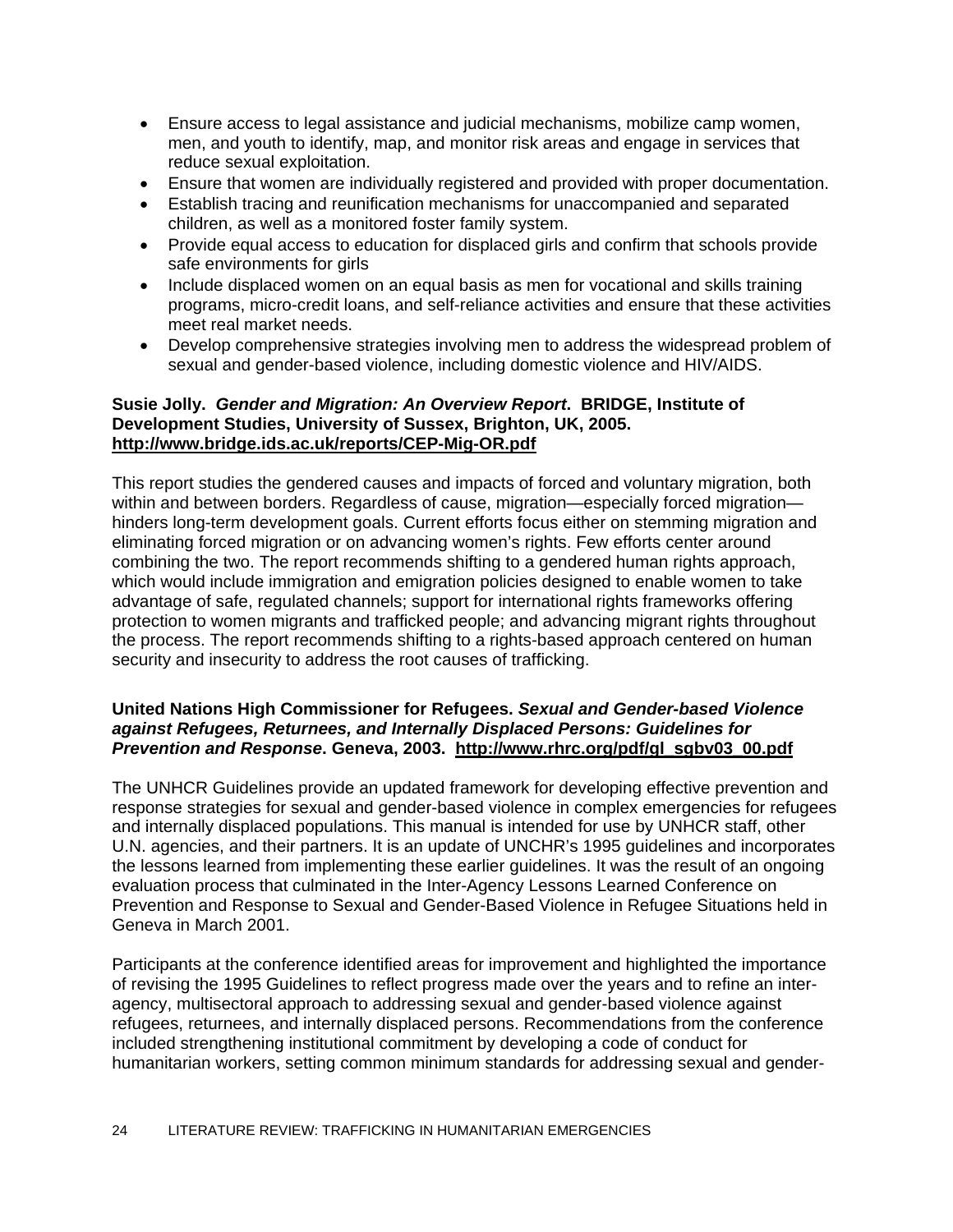- Ensure access to legal assistance and judicial mechanisms, mobilize camp women, men, and youth to identify, map, and monitor risk areas and engage in services that reduce sexual exploitation.
- Ensure that women are individually registered and provided with proper documentation.
- Establish tracing and reunification mechanisms for unaccompanied and separated children, as well as a monitored foster family system.
- Provide equal access to education for displaced girls and confirm that schools provide safe environments for girls
- Include displaced women on an equal basis as men for vocational and skills training programs, micro-credit loans, and self-reliance activities and ensure that these activities meet real market needs.
- Develop comprehensive strategies involving men to address the widespread problem of sexual and gender-based violence, including domestic violence and HIV/AIDS.

**Susie Jolly. *Gender and Migration: An Overview Report*. BRIDGE, Institute of Development Studies, University of Sussex, Brighton, UK, 2005. http://www.bridge.ids.ac.uk/reports/CEP-Mig-OR.pdf**

This report studies the gendered causes and impacts of forced and voluntary migration, both within and between borders. Regardless of cause, migration—especially forced migration—hinders long-term development goals. Current efforts focus either on stemming migration and eliminating forced migration or on advancing women's rights. Few efforts center around combining the two. The report recommends shifting to a gendered human rights approach, which would include immigration and emigration policies designed to enable women to take advantage of safe, regulated channels; support for international rights frameworks offering protection to women migrants and trafficked people; and advancing migrant rights throughout the process. The report recommends shifting to a rights-based approach centered on human security and insecurity to address the root causes of trafficking.

**United Nations High Commissioner for Refugees. *Sexual and Gender-based Violence against Refugees, Returnees, and Internally Displaced Persons: Guidelines for Prevention and Response*. Geneva, 2003. http://www.rhrc.org/pdf/gl_sgbv03_00.pdf**

The UNHCR Guidelines provide an updated framework for developing effective prevention and response strategies for sexual and gender-based violence in complex emergencies for refugees and internally displaced populations. This manual is intended for use by UNHCR staff, other U.N. agencies, and their partners. It is an update of UNCHR's 1995 guidelines and incorporates the lessons learned from implementing these earlier guidelines. It was the result of an ongoing evaluation process that culminated in the Inter-Agency Lessons Learned Conference on Prevention and Response to Sexual and Gender-Based Violence in Refugee Situations held in Geneva in March 2001.

Participants at the conference identified areas for improvement and highlighted the importance of revising the 1995 Guidelines to reflect progress made over the years and to refine an inter-agency, multisectoral approach to addressing sexual and gender-based violence against refugees, returnees, and internally displaced persons. Recommendations from the conference included strengthening institutional commitment by developing a code of conduct for humanitarian workers, setting common minimum standards for addressing sexual and gender-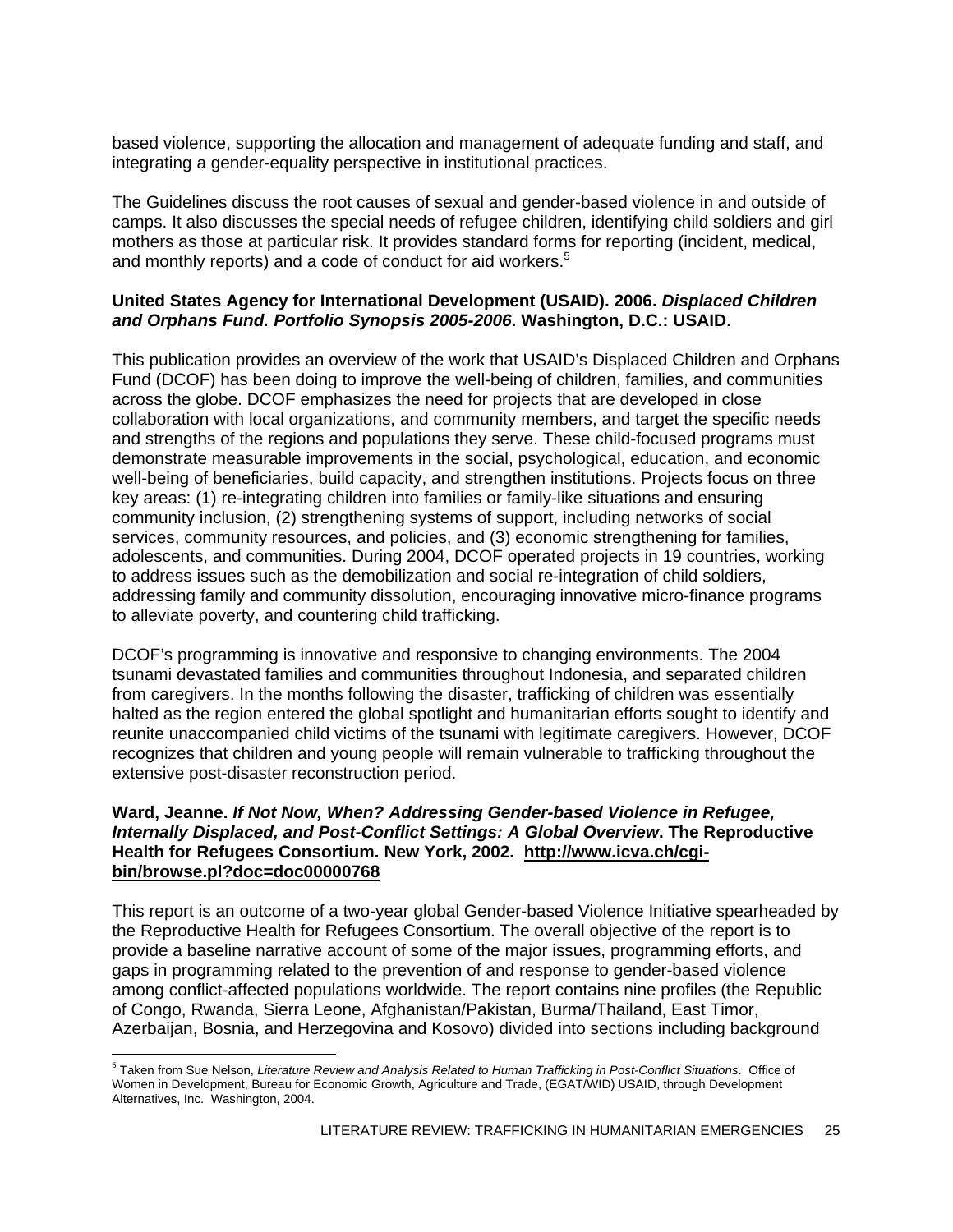based violence, supporting the allocation and management of adequate funding and staff, and integrating a gender-equality perspective in institutional practices.

The Guidelines discuss the root causes of sexual and gender-based violence in and outside of camps. It also discusses the special needs of refugee children, identifying child soldiers and girl mothers as those at particular risk. It provides standard forms for reporting (incident, medical, and monthly reports) and a code of conduct for aid workers.[5]

**United States Agency for International Development (USAID). 2006. *Displaced Children and Orphans Fund. Portfolio Synopsis 2005-2006*. Washington, D.C.: USAID.**

This publication provides an overview of the work that USAID's Displaced Children and Orphans Fund (DCOF) has been doing to improve the well-being of children, families, and communities across the globe. DCOF emphasizes the need for projects that are developed in close collaboration with local organizations, and community members, and target the specific needs and strengths of the regions and populations they serve. These child-focused programs must demonstrate measurable improvements in the social, psychological, education, and economic well-being of beneficiaries, build capacity, and strengthen institutions. Projects focus on three key areas: (1) re-integrating children into families or family-like situations and ensuring community inclusion, (2) strengthening systems of support, including networks of social services, community resources, and policies, and (3) economic strengthening for families, adolescents, and communities. During 2004, DCOF operated projects in 19 countries, working to address issues such as the demobilization and social re-integration of child soldiers, addressing family and community dissolution, encouraging innovative micro-finance programs to alleviate poverty, and countering child trafficking.

DCOF's programming is innovative and responsive to changing environments. The 2004 tsunami devastated families and communities throughout Indonesia, and separated children from caregivers. In the months following the disaster, trafficking of children was essentially halted as the region entered the global spotlight and humanitarian efforts sought to identify and reunite unaccompanied child victims of the tsunami with legitimate caregivers. However, DCOF recognizes that children and young people will remain vulnerable to trafficking throughout the extensive post-disaster reconstruction period.

**Ward, Jeanne. *If Not Now, When? Addressing Gender-based Violence in Refugee, Internally Displaced, and Post-Conflict Settings: A Global Overview*. The Reproductive Health for Refugees Consortium. New York, 2002. http://www.icva.ch/cgi-bin/browse.pl?doc=doc00000768**

This report is an outcome of a two-year global Gender-based Violence Initiative spearheaded by the Reproductive Health for Refugees Consortium. The overall objective of the report is to provide a baseline narrative account of some of the major issues, programming efforts, and gaps in programming related to the prevention of and response to gender-based violence among conflict-affected populations worldwide. The report contains nine profiles (the Republic of Congo, Rwanda, Sierra Leone, Afghanistan/Pakistan, Burma/Thailand, East Timor, Azerbaijan, Bosnia, and Herzegovina and Kosovo) divided into sections including background

---

[5] Taken from Sue Nelson, *Literature Review and Analysis Related to Human Trafficking in Post-Conflict Situations*. Office of Women in Development, Bureau for Economic Growth, Agriculture and Trade, (EGAT/WID) USAID, through Development Alternatives, Inc. Washington, 2004.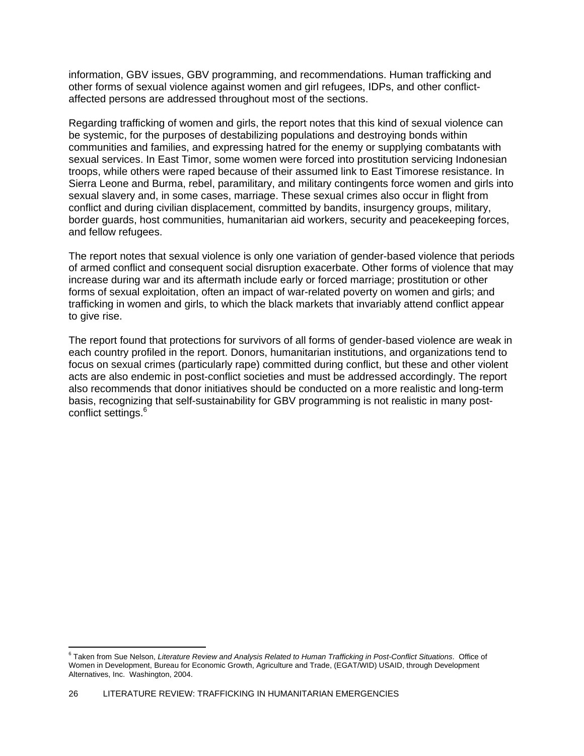information, GBV issues, GBV programming, and recommendations. Human trafficking and other forms of sexual violence against women and girl refugees, IDPs, and other conflict-affected persons are addressed throughout most of the sections.

Regarding trafficking of women and girls, the report notes that this kind of sexual violence can be systemic, for the purposes of destabilizing populations and destroying bonds within communities and families, and expressing hatred for the enemy or supplying combatants with sexual services. In East Timor, some women were forced into prostitution servicing Indonesian troops, while others were raped because of their assumed link to East Timorese resistance. In Sierra Leone and Burma, rebel, paramilitary, and military contingents force women and girls into sexual slavery and, in some cases, marriage. These sexual crimes also occur in flight from conflict and during civilian displacement, committed by bandits, insurgency groups, military, border guards, host communities, humanitarian aid workers, security and peacekeeping forces, and fellow refugees.

The report notes that sexual violence is only one variation of gender-based violence that periods of armed conflict and consequent social disruption exacerbate. Other forms of violence that may increase during war and its aftermath include early or forced marriage; prostitution or other forms of sexual exploitation, often an impact of war-related poverty on women and girls; and trafficking in women and girls, to which the black markets that invariably attend conflict appear to give rise.

The report found that protections for survivors of all forms of gender-based violence are weak in each country profiled in the report. Donors, humanitarian institutions, and organizations tend to focus on sexual crimes (particularly rape) committed during conflict, but these and other violent acts are also endemic in post-conflict societies and must be addressed accordingly. The report also recommends that donor initiatives should be conducted on a more realistic and long-term basis, recognizing that self-sustainability for GBV programming is not realistic in many post-conflict settings.[6]

---

[6] Taken from Sue Nelson, *Literature Review and Analysis Related to Human Trafficking in Post-Conflict Situations*. Office of Women in Development, Bureau for Economic Growth, Agriculture and Trade, (EGAT/WID) USAID, through Development Alternatives, Inc. Washington, 2004.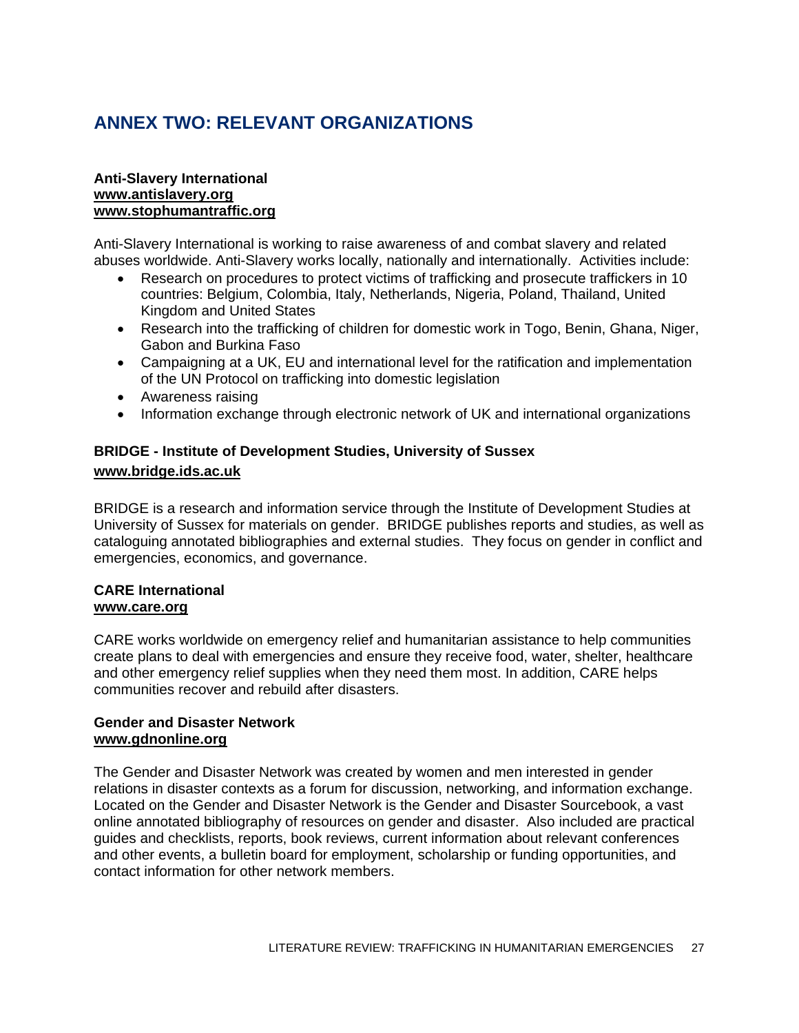# ANNEX TWO: RELEVANT ORGANIZATIONS

**Anti-Slavery International**
**www.antislavery.org**
**www.stophumantraffic.org**

Anti-Slavery International is working to raise awareness of and combat slavery and related abuses worldwide. Anti-Slavery works locally, nationally and internationally. Activities include:

- Research on procedures to protect victims of trafficking and prosecute traffickers in 10 countries: Belgium, Colombia, Italy, Netherlands, Nigeria, Poland, Thailand, United Kingdom and United States
- Research into the trafficking of children for domestic work in Togo, Benin, Ghana, Niger, Gabon and Burkina Faso
- Campaigning at a UK, EU and international level for the ratification and implementation of the UN Protocol on trafficking into domestic legislation
- Awareness raising
- Information exchange through electronic network of UK and international organizations

**BRIDGE - Institute of Development Studies, University of Sussex**
**www.bridge.ids.ac.uk**

BRIDGE is a research and information service through the Institute of Development Studies at University of Sussex for materials on gender. BRIDGE publishes reports and studies, as well as cataloguing annotated bibliographies and external studies. They focus on gender in conflict and emergencies, economics, and governance.

**CARE International**
**www.care.org**

CARE works worldwide on emergency relief and humanitarian assistance to help communities create plans to deal with emergencies and ensure they receive food, water, shelter, healthcare and other emergency relief supplies when they need them most. In addition, CARE helps communities recover and rebuild after disasters.

**Gender and Disaster Network**
**www.gdnonline.org**

The Gender and Disaster Network was created by women and men interested in gender relations in disaster contexts as a forum for discussion, networking, and information exchange. Located on the Gender and Disaster Network is the Gender and Disaster Sourcebook, a vast online annotated bibliography of resources on gender and disaster. Also included are practical guides and checklists, reports, book reviews, current information about relevant conferences and other events, a bulletin board for employment, scholarship or funding opportunities, and contact information for other network members.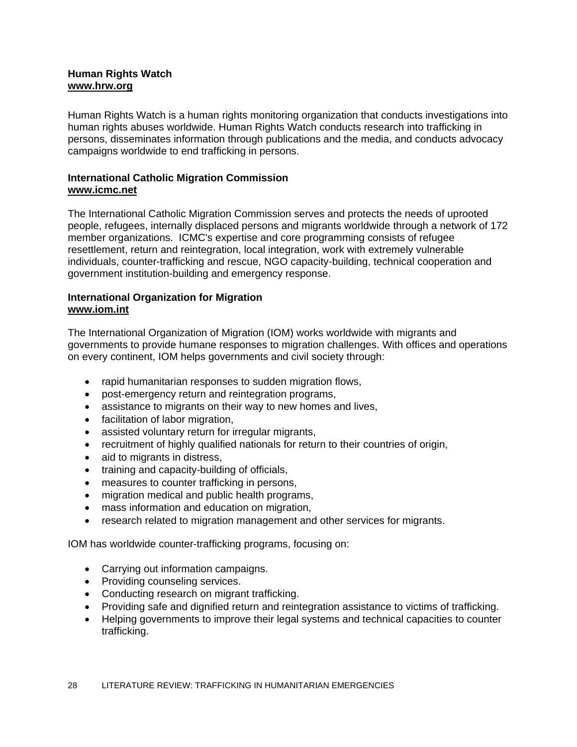**Human Rights Watch**
**www.hrw.org**

Human Rights Watch is a human rights monitoring organization that conducts investigations into human rights abuses worldwide. Human Rights Watch conducts research into trafficking in persons, disseminates information through publications and the media, and conducts advocacy campaigns worldwide to end trafficking in persons.

**International Catholic Migration Commission**
**www.icmc.net**

The International Catholic Migration Commission serves and protects the needs of uprooted people, refugees, internally displaced persons and migrants worldwide through a network of 172 member organizations. ICMC's expertise and core programming consists of refugee resettlement, return and reintegration, local integration, work with extremely vulnerable individuals, counter-trafficking and rescue, NGO capacity-building, technical cooperation and government institution-building and emergency response.

**International Organization for Migration**
**www.iom.int**

The International Organization of Migration (IOM) works worldwide with migrants and governments to provide humane responses to migration challenges. With offices and operations on every continent, IOM helps governments and civil society through:

- rapid humanitarian responses to sudden migration flows,
- post-emergency return and reintegration programs,
- assistance to migrants on their way to new homes and lives,
- facilitation of labor migration,
- assisted voluntary return for irregular migrants,
- recruitment of highly qualified nationals for return to their countries of origin,
- aid to migrants in distress,
- training and capacity-building of officials,
- measures to counter trafficking in persons,
- migration medical and public health programs,
- mass information and education on migration,
- research related to migration management and other services for migrants.

IOM has worldwide counter-trafficking programs, focusing on:

- Carrying out information campaigns.
- Providing counseling services.
- Conducting research on migrant trafficking.
- Providing safe and dignified return and reintegration assistance to victims of trafficking.
- Helping governments to improve their legal systems and technical capacities to counter trafficking.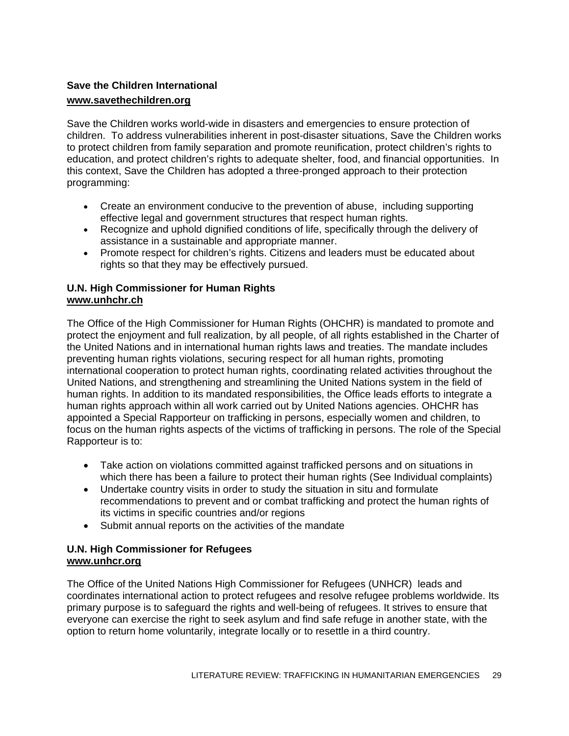**Save the Children International**
**www.savethechildren.org**

Save the Children works world-wide in disasters and emergencies to ensure protection of children. To address vulnerabilities inherent in post-disaster situations, Save the Children works to protect children from family separation and promote reunification, protect children's rights to education, and protect children's rights to adequate shelter, food, and financial opportunities. In this context, Save the Children has adopted a three-pronged approach to their protection programming:

- Create an environment conducive to the prevention of abuse, including supporting effective legal and government structures that respect human rights.
- Recognize and uphold dignified conditions of life, specifically through the delivery of assistance in a sustainable and appropriate manner.
- Promote respect for children's rights. Citizens and leaders must be educated about rights so that they may be effectively pursued.

**U.N. High Commissioner for Human Rights**
**www.unhchr.ch**

The Office of the High Commissioner for Human Rights (OHCHR) is mandated to promote and protect the enjoyment and full realization, by all people, of all rights established in the Charter of the United Nations and in international human rights laws and treaties. The mandate includes preventing human rights violations, securing respect for all human rights, promoting international cooperation to protect human rights, coordinating related activities throughout the United Nations, and strengthening and streamlining the United Nations system in the field of human rights. In addition to its mandated responsibilities, the Office leads efforts to integrate a human rights approach within all work carried out by United Nations agencies. OHCHR has appointed a Special Rapporteur on trafficking in persons, especially women and children, to focus on the human rights aspects of the victims of trafficking in persons. The role of the Special Rapporteur is to:

- Take action on violations committed against trafficked persons and on situations in which there has been a failure to protect their human rights (See Individual complaints)
- Undertake country visits in order to study the situation in situ and formulate recommendations to prevent and or combat trafficking and protect the human rights of its victims in specific countries and/or regions
- Submit annual reports on the activities of the mandate

**U.N. High Commissioner for Refugees**
**www.unhcr.org**

The Office of the United Nations High Commissioner for Refugees (UNHCR) leads and coordinates international action to protect refugees and resolve refugee problems worldwide. Its primary purpose is to safeguard the rights and well-being of refugees. It strives to ensure that everyone can exercise the right to seek asylum and find safe refuge in another state, with the option to return home voluntarily, integrate locally or to resettle in a third country.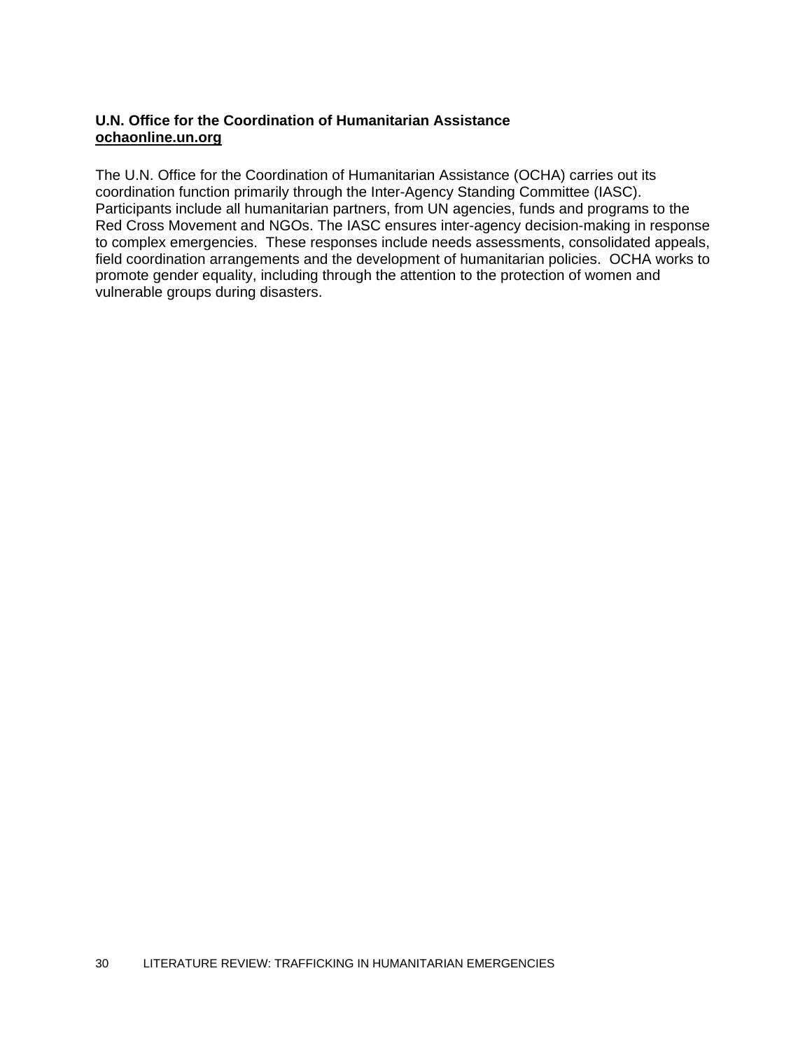**U.N. Office for the Coordination of Humanitarian Assistance**
**ochaonline.un.org**

The U.N. Office for the Coordination of Humanitarian Assistance (OCHA) carries out its coordination function primarily through the Inter-Agency Standing Committee (IASC). Participants include all humanitarian partners, from UN agencies, funds and programs to the Red Cross Movement and NGOs. The IASC ensures inter-agency decision-making in response to complex emergencies. These responses include needs assessments, consolidated appeals, field coordination arrangements and the development of humanitarian policies. OCHA works to promote gender equality, including through the attention to the protection of women and vulnerable groups during disasters.